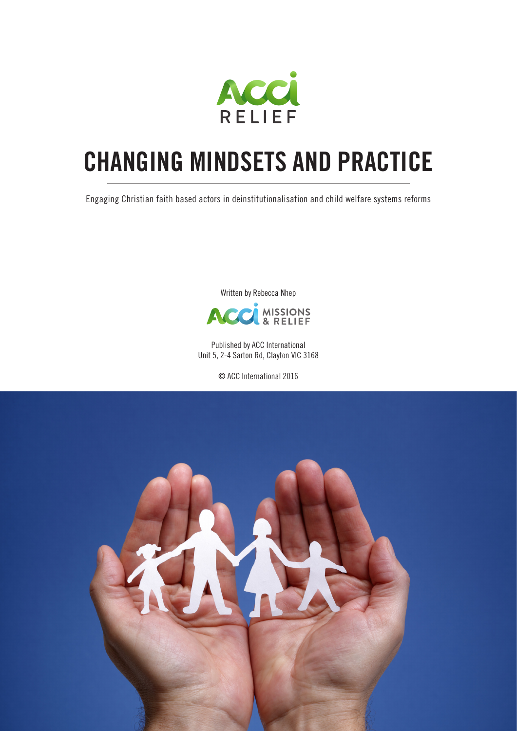ACCI RELIEF

# CHANGING MINDSETS AND PRACTICE

Engaging Christian faith based actors in deinstitutionalisation and child welfare systems reforms

Written by Rebecca Nhep

ACCI MISSIONS & RELIEF

Published by ACC International
Unit 5, 2-4 Sarton Rd, Clayton VIC 3168

© ACC International 2016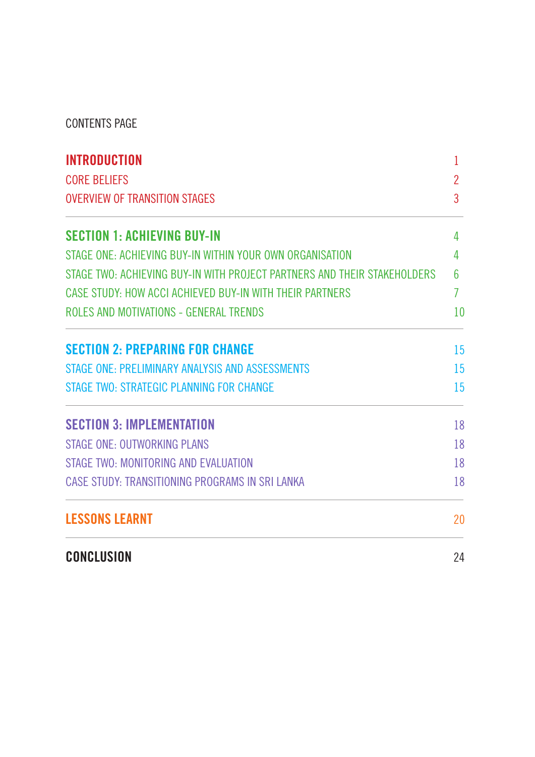CONTENTS PAGE

| | |
|---|---|
| **INTRODUCTION** | 1 |
| CORE BELIEFS | 2 |
| OVERVIEW OF TRANSITION STAGES | 3 |
| **SECTION 1: ACHIEVING BUY-IN** | 4 |
| STAGE ONE: ACHIEVING BUY-IN WITHIN YOUR OWN ORGANISATION | 4 |
| STAGE TWO: ACHIEVING BUY-IN WITH PROJECT PARTNERS AND THEIR STAKEHOLDERS | 6 |
| CASE STUDY: HOW ACCI ACHIEVED BUY-IN WITH THEIR PARTNERS | 7 |
| ROLES AND MOTIVATIONS - GENERAL TRENDS | 10 |
| **SECTION 2: PREPARING FOR CHANGE** | 15 |
| STAGE ONE: PRELIMINARY ANALYSIS AND ASSESSMENTS | 15 |
| STAGE TWO: STRATEGIC PLANNING FOR CHANGE | 15 |
| **SECTION 3: IMPLEMENTATION** | 18 |
| STAGE ONE: OUTWORKING PLANS | 18 |
| STAGE TWO: MONITORING AND EVALUATION | 18 |
| CASE STUDY: TRANSITIONING PROGRAMS IN SRI LANKA | 18 |
| **LESSONS LEARNT** | 20 |
| **CONCLUSION** | 24 |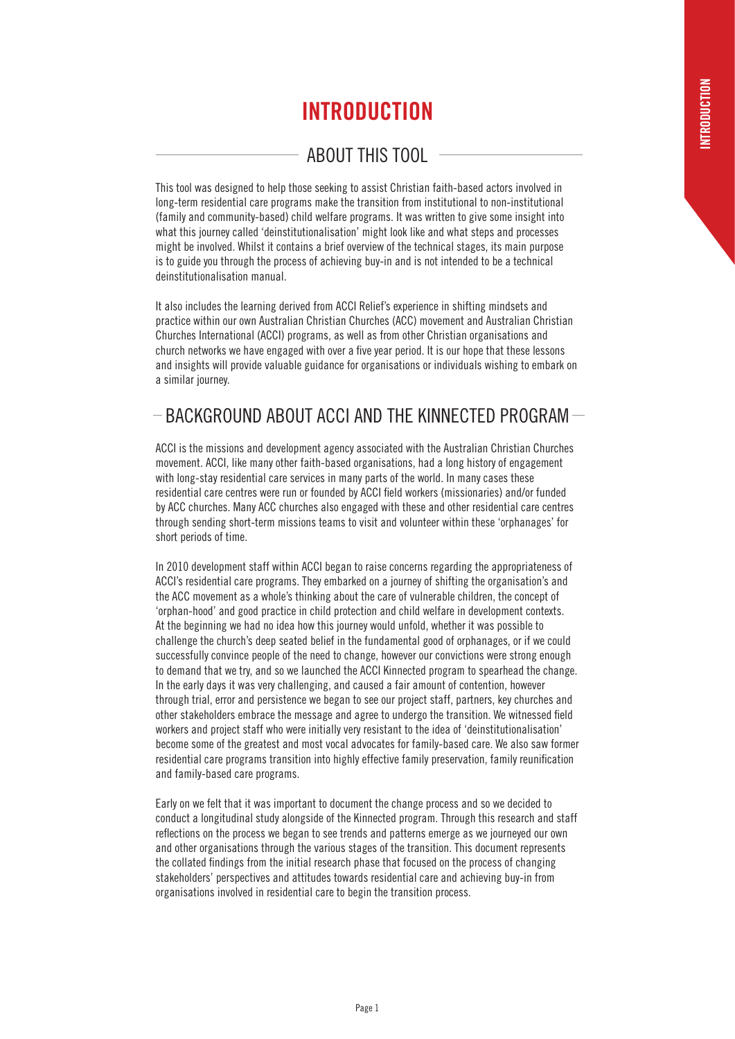# INTRODUCTION

## ABOUT THIS TOOL

This tool was designed to help those seeking to assist Christian faith-based actors involved in long-term residential care programs make the transition from institutional to non-institutional (family and community-based) child welfare programs. It was written to give some insight into what this journey called 'deinstitutionalisation' might look like and what steps and processes might be involved. Whilst it contains a brief overview of the technical stages, its main purpose is to guide you through the process of achieving buy-in and is not intended to be a technical deinstitutionalisation manual.

It also includes the learning derived from ACCI Relief's experience in shifting mindsets and practice within our own Australian Christian Churches (ACC) movement and Australian Christian Churches International (ACCI) programs, as well as from other Christian organisations and church networks we have engaged with over a five year period. It is our hope that these lessons and insights will provide valuable guidance for organisations or individuals wishing to embark on a similar journey.

## BACKGROUND ABOUT ACCI AND THE KINNECTED PROGRAM

ACCI is the missions and development agency associated with the Australian Christian Churches movement. ACCI, like many other faith-based organisations, had a long history of engagement with long-stay residential care services in many parts of the world. In many cases these residential care centres were run or founded by ACCI field workers (missionaries) and/or funded by ACC churches. Many ACC churches also engaged with these and other residential care centres through sending short-term missions teams to visit and volunteer within these 'orphanages' for short periods of time.

In 2010 development staff within ACCI began to raise concerns regarding the appropriateness of ACCI's residential care programs. They embarked on a journey of shifting the organisation's and the ACC movement as a whole's thinking about the care of vulnerable children, the concept of 'orphan-hood' and good practice in child protection and child welfare in development contexts. At the beginning we had no idea how this journey would unfold, whether it was possible to challenge the church's deep seated belief in the fundamental good of orphanages, or if we could successfully convince people of the need to change, however our convictions were strong enough to demand that we try, and so we launched the ACCI Kinnected program to spearhead the change. In the early days it was very challenging, and caused a fair amount of contention, however through trial, error and persistence we began to see our project staff, partners, key churches and other stakeholders embrace the message and agree to undergo the transition. We witnessed field workers and project staff who were initially very resistant to the idea of 'deinstitutionalisation' become some of the greatest and most vocal advocates for family-based care. We also saw former residential care programs transition into highly effective family preservation, family reunification and family-based care programs.

Early on we felt that it was important to document the change process and so we decided to conduct a longitudinal study alongside of the Kinnected program. Through this research and staff reflections on the process we began to see trends and patterns emerge as we journeyed our own and other organisations through the various stages of the transition. This document represents the collated findings from the initial research phase that focused on the process of changing stakeholders' perspectives and attitudes towards residential care and achieving buy-in from organisations involved in residential care to begin the transition process.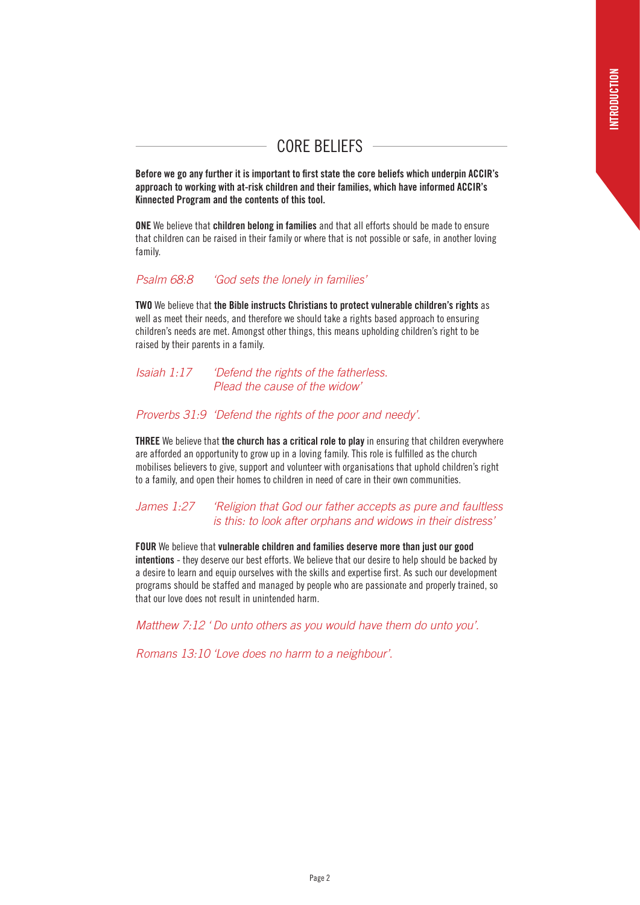## CORE BELIEFS

**Before we go any further it is important to first state the core beliefs which underpin ACCIR's approach to working with at-risk children and their families, which have informed ACCIR's Kinnected Program and the contents of this tool.**

**ONE** We believe that **children belong in families** and that all efforts should be made to ensure that children can be raised in their family or where that is not possible or safe, in another loving family.

*Psalm 68:8 'God sets the lonely in families'*

**TWO** We believe that **the Bible instructs Christians to protect vulnerable children's rights** as well as meet their needs, and therefore we should take a rights based approach to ensuring children's needs are met. Amongst other things, this means upholding children's right to be raised by their parents in a family.

*Isaiah 1:17 'Defend the rights of the fatherless. Plead the cause of the widow'*

*Proverbs 31:9 'Defend the rights of the poor and needy'.*

**THREE** We believe that **the church has a critical role to play** in ensuring that children everywhere are afforded an opportunity to grow up in a loving family. This role is fulfilled as the church mobilises believers to give, support and volunteer with organisations that uphold children's right to a family, and open their homes to children in need of care in their own communities.

*James 1:27 'Religion that God our father accepts as pure and faultless is this: to look after orphans and widows in their distress'*

**FOUR** We believe that **vulnerable children and families deserve more than just our good intentions** - they deserve our best efforts. We believe that our desire to help should be backed by a desire to learn and equip ourselves with the skills and expertise first. As such our development programs should be staffed and managed by people who are passionate and properly trained, so that our love does not result in unintended harm.

*Matthew 7:12 ' Do unto others as you would have them do unto you'.*

*Romans 13:10 'Love does no harm to a neighbour'.*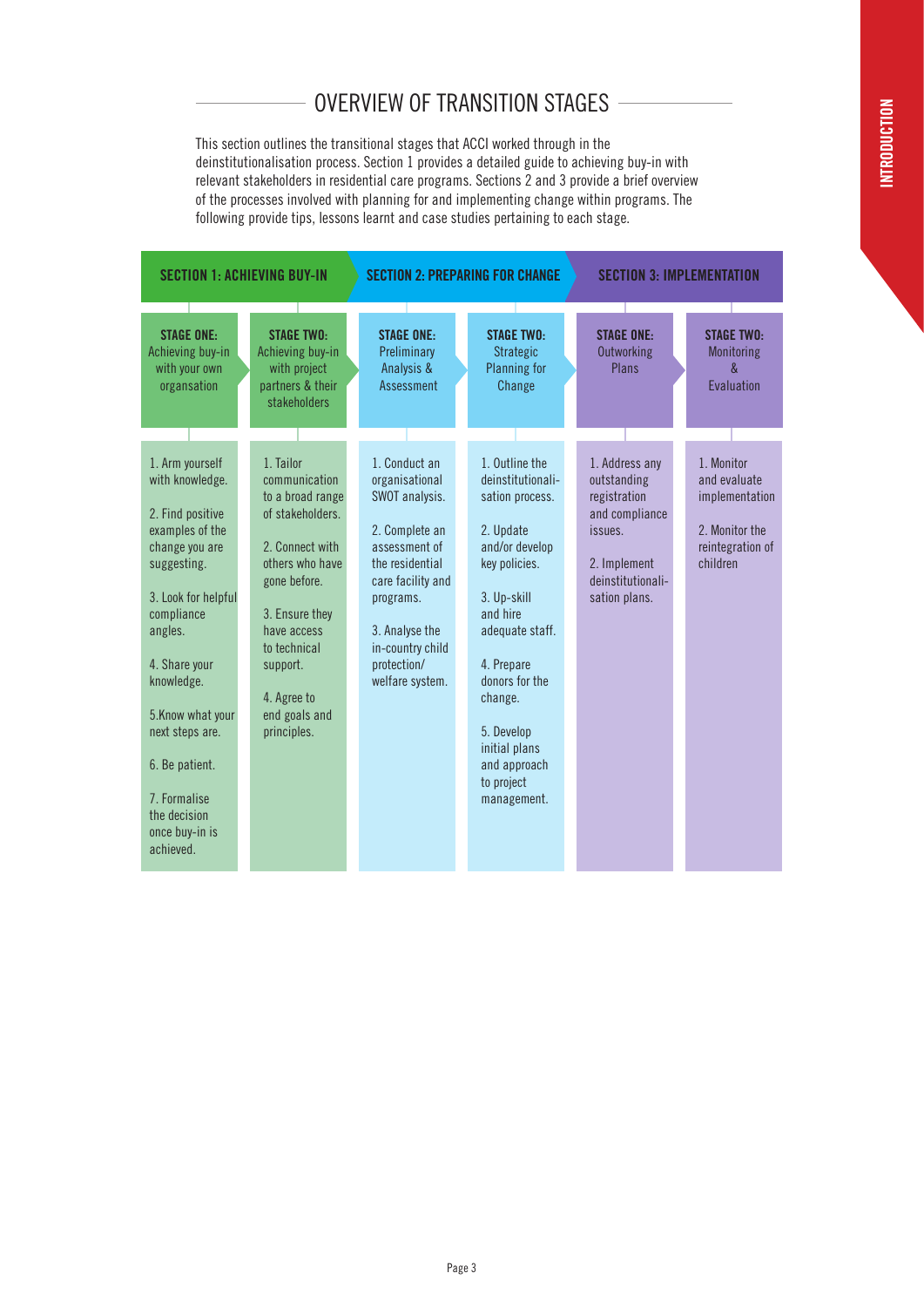## OVERVIEW OF TRANSITION STAGES

This section outlines the transitional stages that ACCI worked through in the deinstitutionalisation process. Section 1 provides a detailed guide to achieving buy-in with relevant stakeholders in residential care programs. Sections 2 and 3 provide a brief overview of the processes involved with planning for and implementing change within programs. The following provide tips, lessons learnt and case studies pertaining to each stage.

| SECTION 1: ACHIEVING BUY-IN | | SECTION 2: PREPARING FOR CHANGE | | SECTION 3: IMPLEMENTATION | |
|---|---|---|---|---|---|
| **STAGE ONE:** Achieving buy-in with your own organsation | **STAGE TWO:** Achieving buy-in with project partners & their stakeholders | **STAGE ONE:** Preliminary Analysis & Assessment | **STAGE TWO:** Strategic Planning for Change | **STAGE ONE:** Outworking Plans | **STAGE TWO:** Monitoring & Evaluation |
| 1. Arm yourself with knowledge.<br><br>2. Find positive examples of the change you are suggesting.<br><br>3. Look for helpful compliance angles.<br><br>4. Share your knowledge.<br><br>5.Know what your next steps are.<br><br>6. Be patient.<br><br>7. Formalise the decision once buy-in is achieved. | 1. Tailor communication to a broad range of stakeholders.<br><br>2. Connect with others who have gone before.<br><br>3. Ensure they have access to technical support.<br><br>4. Agree to end goals and principles. | 1. Conduct an organisational SWOT analysis.<br><br>2. Complete an assessment of the residential care facility and programs.<br><br>3. Analyse the in-country child protection/ welfare system. | 1. Outline the deinstitutionalisation process.<br><br>2. Update and/or develop key policies.<br><br>3. Up-skill and hire adequate staff.<br><br>4. Prepare donors for the change.<br><br>5. Develop initial plans and approach to project management. | 1. Address any outstanding registration and compliance issues.<br><br>2. Implement deinstitutionalisation plans. | 1. Monitor and evaluate implementation<br><br>2. Monitor the reintegration of children |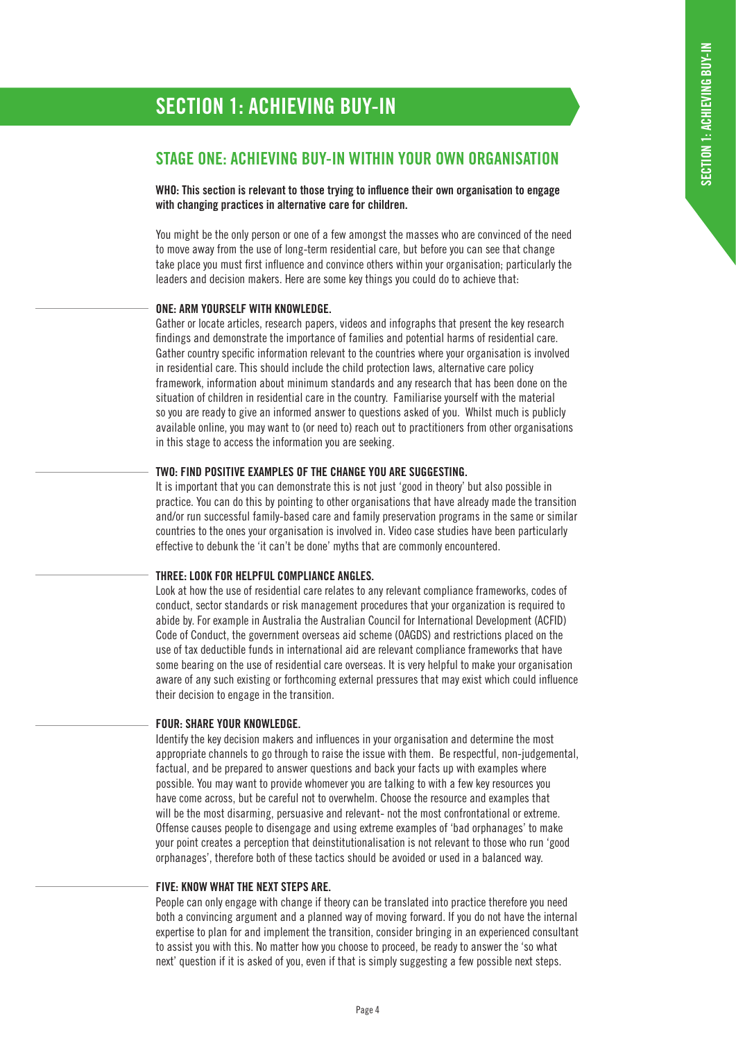# SECTION 1: ACHIEVING BUY-IN

## STAGE ONE: ACHIEVING BUY-IN WITHIN YOUR OWN ORGANISATION

**WHO: This section is relevant to those trying to influence their own organisation to engage with changing practices in alternative care for children.**

You might be the only person or one of a few amongst the masses who are convinced of the need to move away from the use of long-term residential care, but before you can see that change take place you must first influence and convince others within your organisation; particularly the leaders and decision makers. Here are some key things you could do to achieve that:

### ONE: ARM YOURSELF WITH KNOWLEDGE.

Gather or locate articles, research papers, videos and infographs that present the key research findings and demonstrate the importance of families and potential harms of residential care. Gather country specific information relevant to the countries where your organisation is involved in residential care. This should include the child protection laws, alternative care policy framework, information about minimum standards and any research that has been done on the situation of children in residential care in the country. Familiarise yourself with the material so you are ready to give an informed answer to questions asked of you. Whilst much is publicly available online, you may want to (or need to) reach out to practitioners from other organisations in this stage to access the information you are seeking.

### TWO: FIND POSITIVE EXAMPLES OF THE CHANGE YOU ARE SUGGESTING.

It is important that you can demonstrate this is not just 'good in theory' but also possible in practice. You can do this by pointing to other organisations that have already made the transition and/or run successful family-based care and family preservation programs in the same or similar countries to the ones your organisation is involved in. Video case studies have been particularly effective to debunk the 'it can't be done' myths that are commonly encountered.

### THREE: LOOK FOR HELPFUL COMPLIANCE ANGLES.

Look at how the use of residential care relates to any relevant compliance frameworks, codes of conduct, sector standards or risk management procedures that your organization is required to abide by. For example in Australia the Australian Council for International Development (ACFID) Code of Conduct, the government overseas aid scheme (OAGDS) and restrictions placed on the use of tax deductible funds in international aid are relevant compliance frameworks that have some bearing on the use of residential care overseas. It is very helpful to make your organisation aware of any such existing or forthcoming external pressures that may exist which could influence their decision to engage in the transition.

### FOUR: SHARE YOUR KNOWLEDGE.

Identify the key decision makers and influences in your organisation and determine the most appropriate channels to go through to raise the issue with them. Be respectful, non-judgemental, factual, and be prepared to answer questions and back your facts up with examples where possible. You may want to provide whomever you are talking to with a few key resources you have come across, but be careful not to overwhelm. Choose the resource and examples that will be the most disarming, persuasive and relevant- not the most confrontational or extreme. Offense causes people to disengage and using extreme examples of 'bad orphanages' to make your point creates a perception that deinstitutionalisation is not relevant to those who run 'good orphanages', therefore both of these tactics should be avoided or used in a balanced way.

### FIVE: KNOW WHAT THE NEXT STEPS ARE.

People can only engage with change if theory can be translated into practice therefore you need both a convincing argument and a planned way of moving forward. If you do not have the internal expertise to plan for and implement the transition, consider bringing in an experienced consultant to assist you with this. No matter how you choose to proceed, be ready to answer the 'so what next' question if it is asked of you, even if that is simply suggesting a few possible next steps.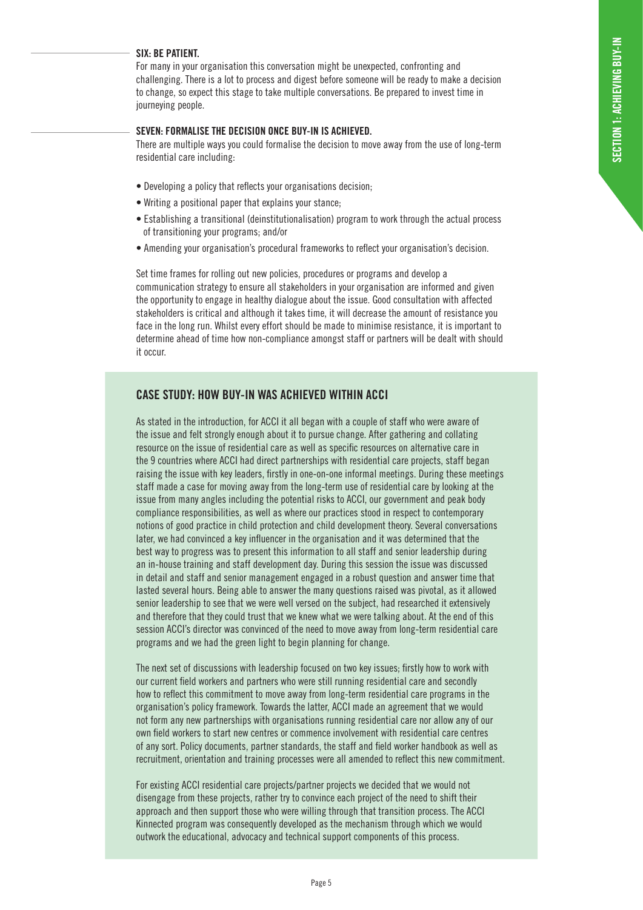### SIX: BE PATIENT.

For many in your organisation this conversation might be unexpected, confronting and challenging. There is a lot to process and digest before someone will be ready to make a decision to change, so expect this stage to take multiple conversations. Be prepared to invest time in journeying people.

### SEVEN: FORMALISE THE DECISION ONCE BUY-IN IS ACHIEVED.

There are multiple ways you could formalise the decision to move away from the use of long-term residential care including:

- Developing a policy that reflects your organisations decision;
- Writing a positional paper that explains your stance;
- Establishing a transitional (deinstitutionalisation) program to work through the actual process of transitioning your programs; and/or
- Amending your organisation's procedural frameworks to reflect your organisation's decision.

Set time frames for rolling out new policies, procedures or programs and develop a communication strategy to ensure all stakeholders in your organisation are informed and given the opportunity to engage in healthy dialogue about the issue. Good consultation with affected stakeholders is critical and although it takes time, it will decrease the amount of resistance you face in the long run. Whilst every effort should be made to minimise resistance, it is important to determine ahead of time how non-compliance amongst staff or partners will be dealt with should it occur.

## CASE STUDY: HOW BUY-IN WAS ACHIEVED WITHIN ACCI

As stated in the introduction, for ACCI it all began with a couple of staff who were aware of the issue and felt strongly enough about it to pursue change. After gathering and collating resource on the issue of residential care as well as specific resources on alternative care in the 9 countries where ACCI had direct partnerships with residential care projects, staff began raising the issue with key leaders, firstly in one-on-one informal meetings. During these meetings staff made a case for moving away from the long-term use of residential care by looking at the issue from many angles including the potential risks to ACCI, our government and peak body compliance responsibilities, as well as where our practices stood in respect to contemporary notions of good practice in child protection and child development theory. Several conversations later, we had convinced a key influencer in the organisation and it was determined that the best way to progress was to present this information to all staff and senior leadership during an in-house training and staff development day. During this session the issue was discussed in detail and staff and senior management engaged in a robust question and answer time that lasted several hours. Being able to answer the many questions raised was pivotal, as it allowed senior leadership to see that we were well versed on the subject, had researched it extensively and therefore that they could trust that we knew what we were talking about. At the end of this session ACCI's director was convinced of the need to move away from long-term residential care programs and we had the green light to begin planning for change.

The next set of discussions with leadership focused on two key issues; firstly how to work with our current field workers and partners who were still running residential care and secondly how to reflect this commitment to move away from long-term residential care programs in the organisation's policy framework. Towards the latter, ACCI made an agreement that we would not form any new partnerships with organisations running residential care nor allow any of our own field workers to start new centres or commence involvement with residential care centres of any sort. Policy documents, partner standards, the staff and field worker handbook as well as recruitment, orientation and training processes were all amended to reflect this new commitment.

For existing ACCI residential care projects/partner projects we decided that we would not disengage from these projects, rather try to convince each project of the need to shift their approach and then support those who were willing through that transition process. The ACCI Kinnected program was consequently developed as the mechanism through which we would outwork the educational, advocacy and technical support components of this process.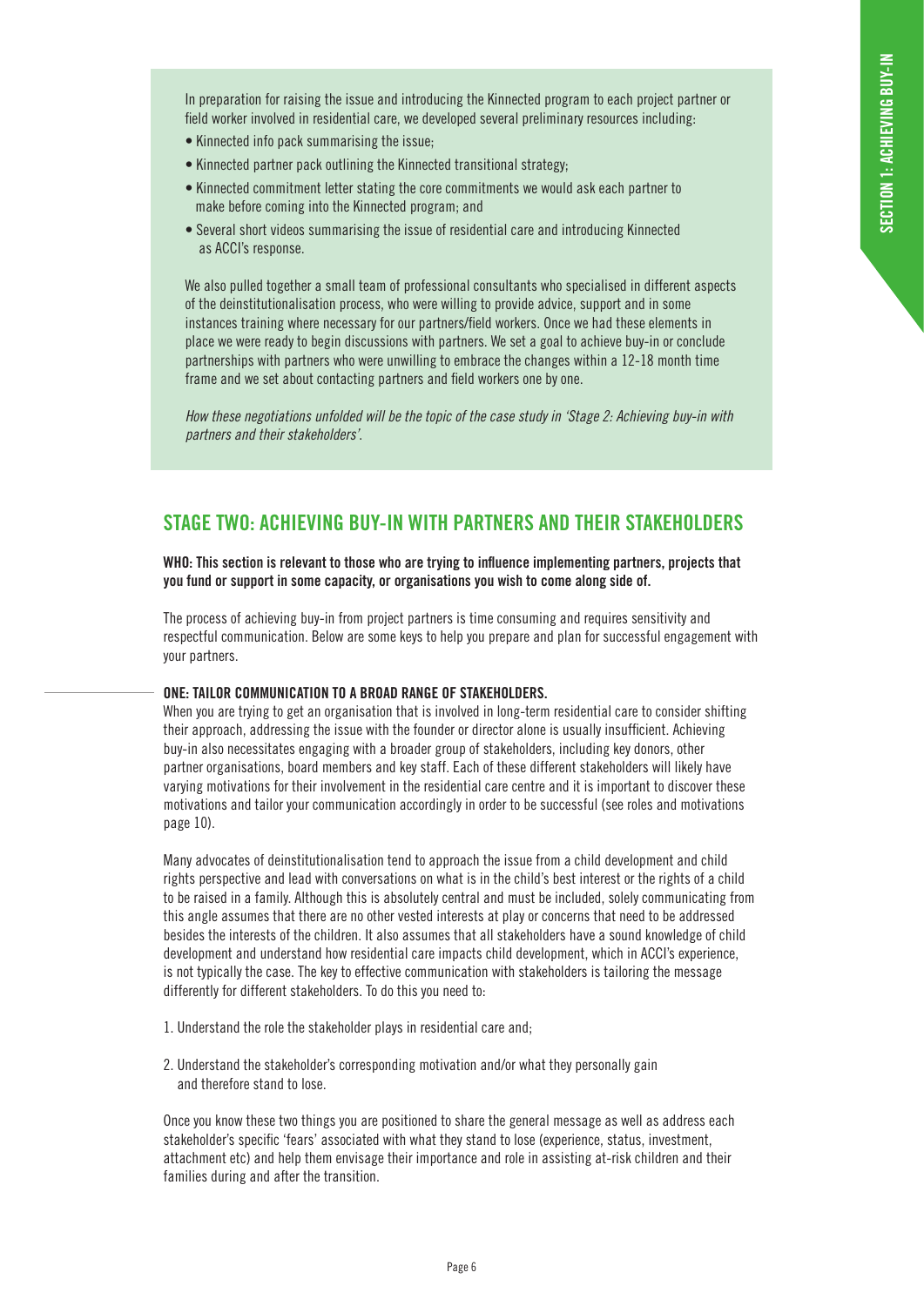In preparation for raising the issue and introducing the Kinnected program to each project partner or field worker involved in residential care, we developed several preliminary resources including:

- Kinnected info pack summarising the issue;
- Kinnected partner pack outlining the Kinnected transitional strategy;
- Kinnected commitment letter stating the core commitments we would ask each partner to make before coming into the Kinnected program; and
- Several short videos summarising the issue of residential care and introducing Kinnected as ACCI's response.

We also pulled together a small team of professional consultants who specialised in different aspects of the deinstitutionalisation process, who were willing to provide advice, support and in some instances training where necessary for our partners/field workers. Once we had these elements in place we were ready to begin discussions with partners. We set a goal to achieve buy-in or conclude partnerships with partners who were unwilling to embrace the changes within a 12-18 month time frame and we set about contacting partners and field workers one by one.

*How these negotiations unfolded will be the topic of the case study in 'Stage 2: Achieving buy-in with partners and their stakeholders'.*

## STAGE TWO: ACHIEVING BUY-IN WITH PARTNERS AND THEIR STAKEHOLDERS

**WHO: This section is relevant to those who are trying to influence implementing partners, projects that you fund or support in some capacity, or organisations you wish to come along side of.**

The process of achieving buy-in from project partners is time consuming and requires sensitivity and respectful communication. Below are some keys to help you prepare and plan for successful engagement with your partners.

### ONE: TAILOR COMMUNICATION TO A BROAD RANGE OF STAKEHOLDERS.

When you are trying to get an organisation that is involved in long-term residential care to consider shifting their approach, addressing the issue with the founder or director alone is usually insufficient. Achieving buy-in also necessitates engaging with a broader group of stakeholders, including key donors, other partner organisations, board members and key staff. Each of these different stakeholders will likely have varying motivations for their involvement in the residential care centre and it is important to discover these motivations and tailor your communication accordingly in order to be successful (see roles and motivations page 10).

Many advocates of deinstitutionalisation tend to approach the issue from a child development and child rights perspective and lead with conversations on what is in the child's best interest or the rights of a child to be raised in a family. Although this is absolutely central and must be included, solely communicating from this angle assumes that there are no other vested interests at play or concerns that need to be addressed besides the interests of the children. It also assumes that all stakeholders have a sound knowledge of child development and understand how residential care impacts child development, which in ACCI's experience, is not typically the case. The key to effective communication with stakeholders is tailoring the message differently for different stakeholders. To do this you need to:

1. Understand the role the stakeholder plays in residential care and;
2. Understand the stakeholder's corresponding motivation and/or what they personally gain and therefore stand to lose.

Once you know these two things you are positioned to share the general message as well as address each stakeholder's specific 'fears' associated with what they stand to lose (experience, status, investment, attachment etc) and help them envisage their importance and role in assisting at-risk children and their families during and after the transition.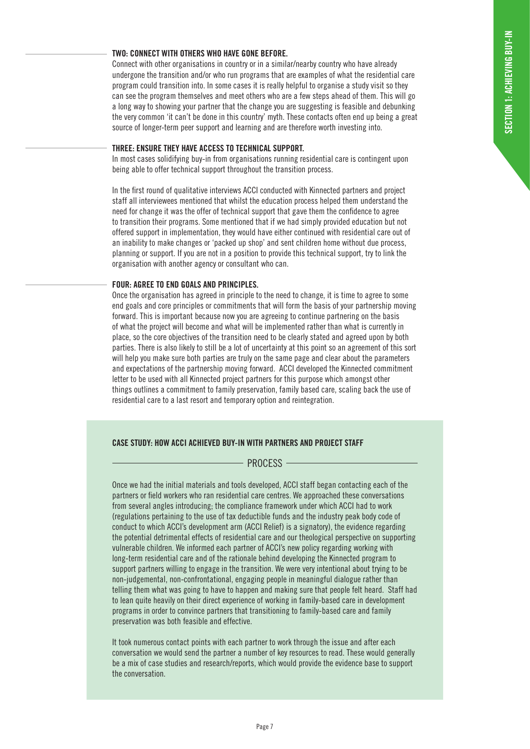### TWO: CONNECT WITH OTHERS WHO HAVE GONE BEFORE.

Connect with other organisations in country or in a similar/nearby country who have already undergone the transition and/or who run programs that are examples of what the residential care program could transition into. In some cases it is really helpful to organise a study visit so they can see the program themselves and meet others who are a few steps ahead of them. This will go a long way to showing your partner that the change you are suggesting is feasible and debunking the very common 'it can't be done in this country' myth. These contacts often end up being a great source of longer-term peer support and learning and are therefore worth investing into.

### THREE: ENSURE THEY HAVE ACCESS TO TECHNICAL SUPPORT.

In most cases solidifying buy-in from organisations running residential care is contingent upon being able to offer technical support throughout the transition process.

In the first round of qualitative interviews ACCI conducted with Kinnected partners and project staff all interviewees mentioned that whilst the education process helped them understand the need for change it was the offer of technical support that gave them the confidence to agree to transition their programs. Some mentioned that if we had simply provided education but not offered support in implementation, they would have either continued with residential care out of an inability to make changes or 'packed up shop' and sent children home without due process, planning or support. If you are not in a position to provide this technical support, try to link the organisation with another agency or consultant who can.

### FOUR: AGREE TO END GOALS AND PRINCIPLES.

Once the organisation has agreed in principle to the need to change, it is time to agree to some end goals and core principles or commitments that will form the basis of your partnership moving forward. This is important because now you are agreeing to continue partnering on the basis of what the project will become and what will be implemented rather than what is currently in place, so the core objectives of the transition need to be clearly stated and agreed upon by both parties. There is also likely to still be a lot of uncertainty at this point so an agreement of this sort will help you make sure both parties are truly on the same page and clear about the parameters and expectations of the partnership moving forward. ACCI developed the Kinnected commitment letter to be used with all Kinnected project partners for this purpose which amongst other things outlines a commitment to family preservation, family based care, scaling back the use of residential care to a last resort and temporary option and reintegration.

### CASE STUDY: HOW ACCI ACHIEVED BUY-IN WITH PARTNERS AND PROJECT STAFF

#### PROCESS

Once we had the initial materials and tools developed, ACCI staff began contacting each of the partners or field workers who ran residential care centres. We approached these conversations from several angles introducing; the compliance framework under which ACCI had to work (regulations pertaining to the use of tax deductible funds and the industry peak body code of conduct to which ACCI's development arm (ACCI Relief) is a signatory), the evidence regarding the potential detrimental effects of residential care and our theological perspective on supporting vulnerable children. We informed each partner of ACCI's new policy regarding working with long-term residential care and of the rationale behind developing the Kinnected program to support partners willing to engage in the transition. We were very intentional about trying to be non-judgemental, non-confrontational, engaging people in meaningful dialogue rather than telling them what was going to have to happen and making sure that people felt heard. Staff had to lean quite heavily on their direct experience of working in family-based care in development programs in order to convince partners that transitioning to family-based care and family preservation was both feasible and effective.

It took numerous contact points with each partner to work through the issue and after each conversation we would send the partner a number of key resources to read. These would generally be a mix of case studies and research/reports, which would provide the evidence base to support the conversation.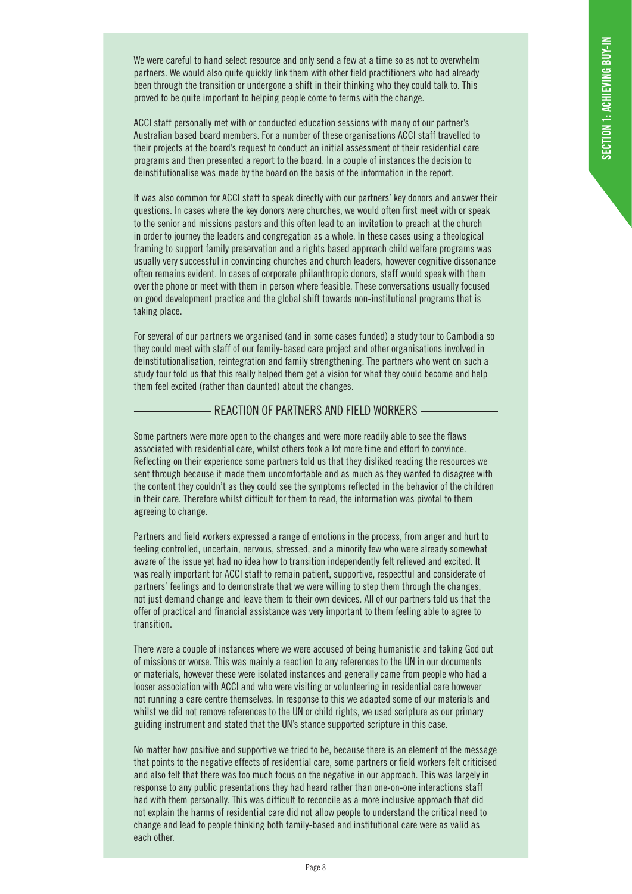We were careful to hand select resource and only send a few at a time so as not to overwhelm partners. We would also quite quickly link them with other field practitioners who had already been through the transition or undergone a shift in their thinking who they could talk to. This proved to be quite important to helping people come to terms with the change.

ACCI staff personally met with or conducted education sessions with many of our partner's Australian based board members. For a number of these organisations ACCI staff travelled to their projects at the board's request to conduct an initial assessment of their residential care programs and then presented a report to the board. In a couple of instances the decision to deinstitutionalise was made by the board on the basis of the information in the report.

It was also common for ACCI staff to speak directly with our partners' key donors and answer their questions. In cases where the key donors were churches, we would often first meet with or speak to the senior and missions pastors and this often lead to an invitation to preach at the church in order to journey the leaders and congregation as a whole. In these cases using a theological framing to support family preservation and a rights based approach child welfare programs was usually very successful in convincing churches and church leaders, however cognitive dissonance often remains evident. In cases of corporate philanthropic donors, staff would speak with them over the phone or meet with them in person where feasible. These conversations usually focused on good development practice and the global shift towards non-institutional programs that is taking place.

For several of our partners we organised (and in some cases funded) a study tour to Cambodia so they could meet with staff of our family-based care project and other organisations involved in deinstitutionalisation, reintegration and family strengthening. The partners who went on such a study tour told us that this really helped them get a vision for what they could become and help them feel excited (rather than daunted) about the changes.

## REACTION OF PARTNERS AND FIELD WORKERS

Some partners were more open to the changes and were more readily able to see the flaws associated with residential care, whilst others took a lot more time and effort to convince. Reflecting on their experience some partners told us that they disliked reading the resources we sent through because it made them uncomfortable and as much as they wanted to disagree with the content they couldn't as they could see the symptoms reflected in the behavior of the children in their care. Therefore whilst difficult for them to read, the information was pivotal to them agreeing to change.

Partners and field workers expressed a range of emotions in the process, from anger and hurt to feeling controlled, uncertain, nervous, stressed, and a minority few who were already somewhat aware of the issue yet had no idea how to transition independently felt relieved and excited. It was really important for ACCI staff to remain patient, supportive, respectful and considerate of partners' feelings and to demonstrate that we were willing to step them through the changes, not just demand change and leave them to their own devices. All of our partners told us that the offer of practical and financial assistance was very important to them feeling able to agree to transition.

There were a couple of instances where we were accused of being humanistic and taking God out of missions or worse. This was mainly a reaction to any references to the UN in our documents or materials, however these were isolated instances and generally came from people who had a looser association with ACCI and who were visiting or volunteering in residential care however not running a care centre themselves. In response to this we adapted some of our materials and whilst we did not remove references to the UN or child rights, we used scripture as our primary guiding instrument and stated that the UN's stance supported scripture in this case.

No matter how positive and supportive we tried to be, because there is an element of the message that points to the negative effects of residential care, some partners or field workers felt criticised and also felt that there was too much focus on the negative in our approach. This was largely in response to any public presentations they had heard rather than one-on-one interactions staff had with them personally. This was difficult to reconcile as a more inclusive approach that did not explain the harms of residential care did not allow people to understand the critical need to change and lead to people thinking both family-based and institutional care were as valid as each other.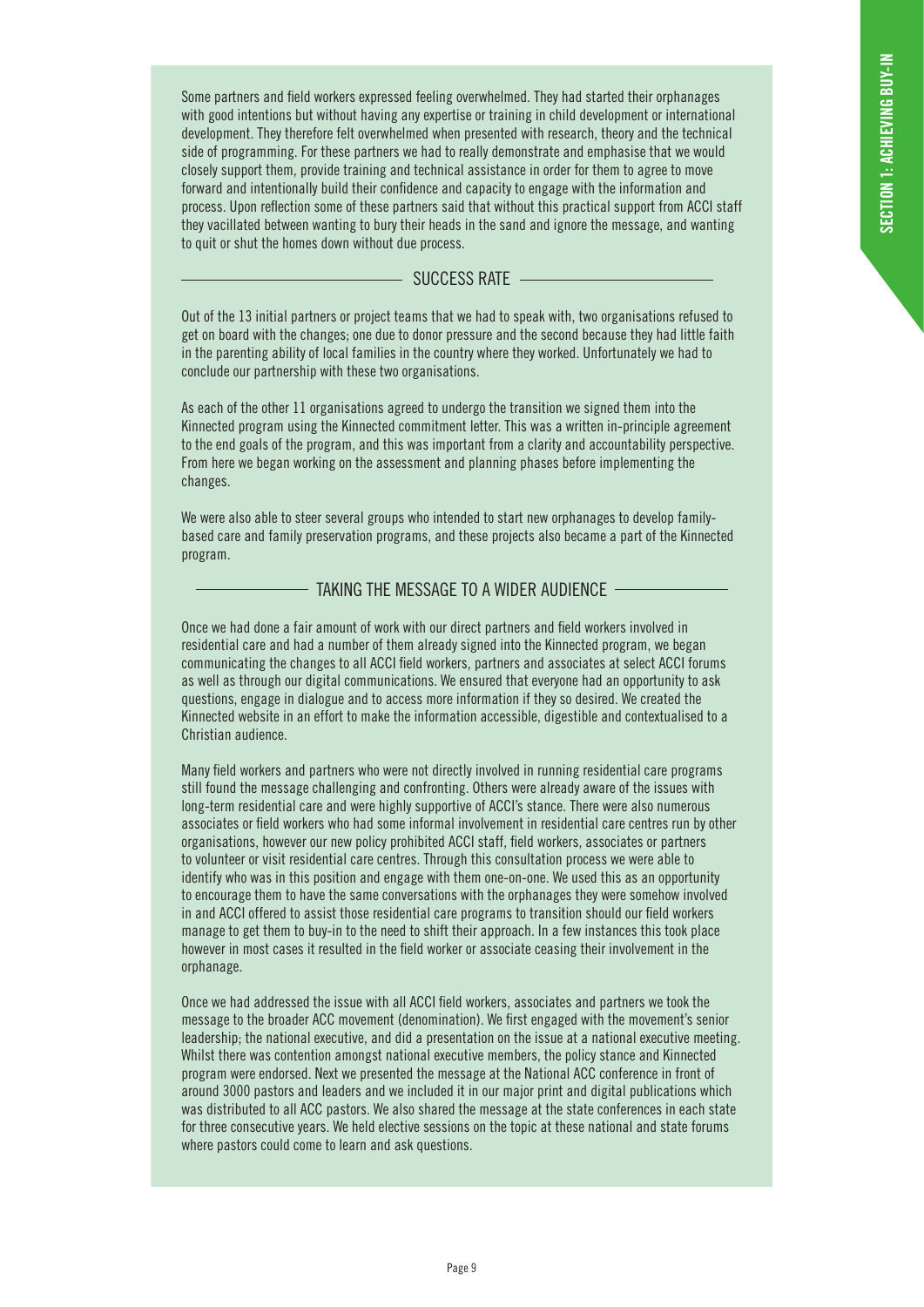Some partners and field workers expressed feeling overwhelmed. They had started their orphanages with good intentions but without having any expertise or training in child development or international development. They therefore felt overwhelmed when presented with research, theory and the technical side of programming. For these partners we had to really demonstrate and emphasise that we would closely support them, provide training and technical assistance in order for them to agree to move forward and intentionally build their confidence and capacity to engage with the information and process. Upon reflection some of these partners said that without this practical support from ACCI staff they vacillated between wanting to bury their heads in the sand and ignore the message, and wanting to quit or shut the homes down without due process.

## SUCCESS RATE

Out of the 13 initial partners or project teams that we had to speak with, two organisations refused to get on board with the changes; one due to donor pressure and the second because they had little faith in the parenting ability of local families in the country where they worked. Unfortunately we had to conclude our partnership with these two organisations.

As each of the other 11 organisations agreed to undergo the transition we signed them into the Kinnected program using the Kinnected commitment letter. This was a written in-principle agreement to the end goals of the program, and this was important from a clarity and accountability perspective. From here we began working on the assessment and planning phases before implementing the changes.

We were also able to steer several groups who intended to start new orphanages to develop family-based care and family preservation programs, and these projects also became a part of the Kinnected program.

## TAKING THE MESSAGE TO A WIDER AUDIENCE

Once we had done a fair amount of work with our direct partners and field workers involved in residential care and had a number of them already signed into the Kinnected program, we began communicating the changes to all ACCI field workers, partners and associates at select ACCI forums as well as through our digital communications. We ensured that everyone had an opportunity to ask questions, engage in dialogue and to access more information if they so desired. We created the Kinnected website in an effort to make the information accessible, digestible and contextualised to a Christian audience.

Many field workers and partners who were not directly involved in running residential care programs still found the message challenging and confronting. Others were already aware of the issues with long-term residential care and were highly supportive of ACCI's stance. There were also numerous associates or field workers who had some informal involvement in residential care centres run by other organisations, however our new policy prohibited ACCI staff, field workers, associates or partners to volunteer or visit residential care centres. Through this consultation process we were able to identify who was in this position and engage with them one-on-one. We used this as an opportunity to encourage them to have the same conversations with the orphanages they were somehow involved in and ACCI offered to assist those residential care programs to transition should our field workers manage to get them to buy-in to the need to shift their approach. In a few instances this took place however in most cases it resulted in the field worker or associate ceasing their involvement in the orphanage.

Once we had addressed the issue with all ACCI field workers, associates and partners we took the message to the broader ACC movement (denomination). We first engaged with the movement's senior leadership; the national executive, and did a presentation on the issue at a national executive meeting. Whilst there was contention amongst national executive members, the policy stance and Kinnected program were endorsed. Next we presented the message at the National ACC conference in front of around 3000 pastors and leaders and we included it in our major print and digital publications which was distributed to all ACC pastors. We also shared the message at the state conferences in each state for three consecutive years. We held elective sessions on the topic at these national and state forums where pastors could come to learn and ask questions.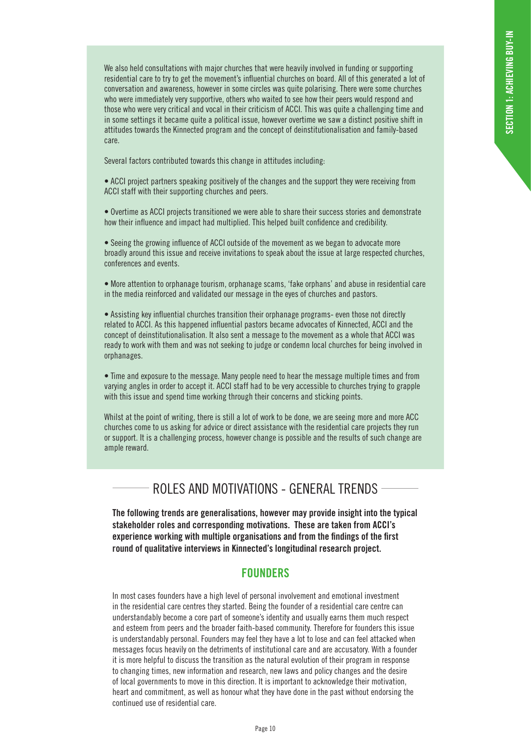We also held consultations with major churches that were heavily involved in funding or supporting residential care to try to get the movement's influential churches on board. All of this generated a lot of conversation and awareness, however in some circles was quite polarising. There were some churches who were immediately very supportive, others who waited to see how their peers would respond and those who were very critical and vocal in their criticism of ACCI. This was quite a challenging time and in some settings it became quite a political issue, however overtime we saw a distinct positive shift in attitudes towards the Kinnected program and the concept of deinstitutionalisation and family-based care.

Several factors contributed towards this change in attitudes including:

- ACCI project partners speaking positively of the changes and the support they were receiving from ACCI staff with their supporting churches and peers.
- Overtime as ACCI projects transitioned we were able to share their success stories and demonstrate how their influence and impact had multiplied. This helped built confidence and credibility.
- Seeing the growing influence of ACCI outside of the movement as we began to advocate more broadly around this issue and receive invitations to speak about the issue at large respected churches, conferences and events.
- More attention to orphanage tourism, orphanage scams, 'fake orphans' and abuse in residential care in the media reinforced and validated our message in the eyes of churches and pastors.
- Assisting key influential churches transition their orphanage programs- even those not directly related to ACCI. As this happened influential pastors became advocates of Kinnected, ACCI and the concept of deinstitutionalisation. It also sent a message to the movement as a whole that ACCI was ready to work with them and was not seeking to judge or condemn local churches for being involved in orphanages.
- Time and exposure to the message. Many people need to hear the message multiple times and from varying angles in order to accept it. ACCI staff had to be very accessible to churches trying to grapple with this issue and spend time working through their concerns and sticking points.

Whilst at the point of writing, there is still a lot of work to be done, we are seeing more and more ACC churches come to us asking for advice or direct assistance with the residential care projects they run or support. It is a challenging process, however change is possible and the results of such change are ample reward.

## ROLES AND MOTIVATIONS - GENERAL TRENDS

**The following trends are generalisations, however may provide insight into the typical stakeholder roles and corresponding motivations. These are taken from ACCI's experience working with multiple organisations and from the findings of the first round of qualitative interviews in Kinnected's longitudinal research project.**

### FOUNDERS

In most cases founders have a high level of personal involvement and emotional investment in the residential care centres they started. Being the founder of a residential care centre can understandably become a core part of someone's identity and usually earns them much respect and esteem from peers and the broader faith-based community. Therefore for founders this issue is understandably personal. Founders may feel they have a lot to lose and can feel attacked when messages focus heavily on the detriments of institutional care and are accusatory. With a founder it is more helpful to discuss the transition as the natural evolution of their program in response to changing times, new information and research, new laws and policy changes and the desire of local governments to move in this direction. It is important to acknowledge their motivation, heart and commitment, as well as honour what they have done in the past without endorsing the continued use of residential care.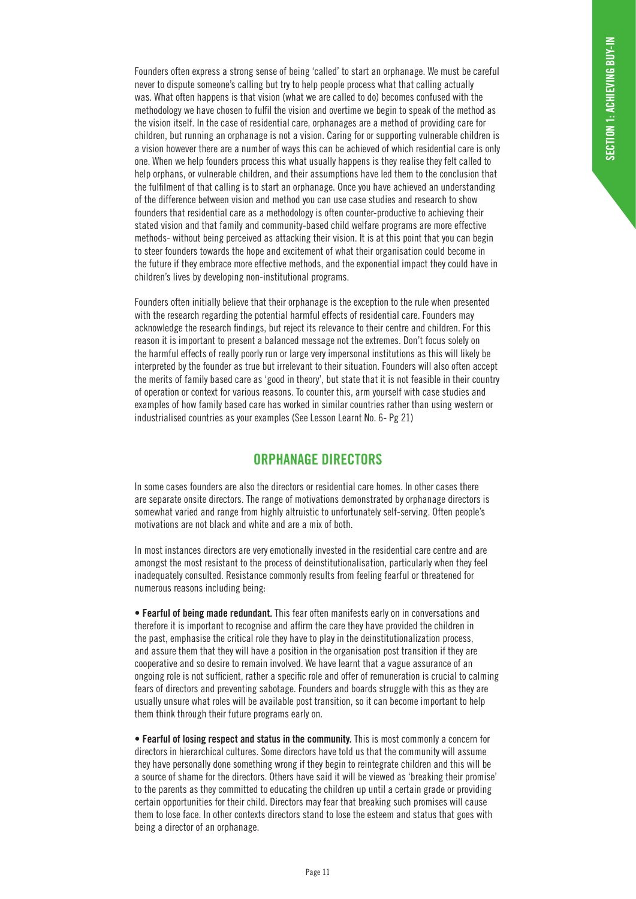Founders often express a strong sense of being 'called' to start an orphanage. We must be careful never to dispute someone's calling but try to help people process what that calling actually was. What often happens is that vision (what we are called to do) becomes confused with the methodology we have chosen to fulfil the vision and overtime we begin to speak of the method as the vision itself. In the case of residential care, orphanages are a method of providing care for children, but running an orphanage is not a vision. Caring for or supporting vulnerable children is a vision however there are a number of ways this can be achieved of which residential care is only one. When we help founders process this what usually happens is they realise they felt called to help orphans, or vulnerable children, and their assumptions have led them to the conclusion that the fulfilment of that calling is to start an orphanage. Once you have achieved an understanding of the difference between vision and method you can use case studies and research to show founders that residential care as a methodology is often counter-productive to achieving their stated vision and that family and community-based child welfare programs are more effective methods- without being perceived as attacking their vision. It is at this point that you can begin to steer founders towards the hope and excitement of what their organisation could become in the future if they embrace more effective methods, and the exponential impact they could have in children's lives by developing non-institutional programs.

Founders often initially believe that their orphanage is the exception to the rule when presented with the research regarding the potential harmful effects of residential care. Founders may acknowledge the research findings, but reject its relevance to their centre and children. For this reason it is important to present a balanced message not the extremes. Don't focus solely on the harmful effects of really poorly run or large very impersonal institutions as this will likely be interpreted by the founder as true but irrelevant to their situation. Founders will also often accept the merits of family based care as 'good in theory', but state that it is not feasible in their country of operation or context for various reasons. To counter this, arm yourself with case studies and examples of how family based care has worked in similar countries rather than using western or industrialised countries as your examples (See Lesson Learnt No. 6- Pg 21)

## ORPHANAGE DIRECTORS

In some cases founders are also the directors or residential care homes. In other cases there are separate onsite directors. The range of motivations demonstrated by orphanage directors is somewhat varied and range from highly altruistic to unfortunately self-serving. Often people's motivations are not black and white and are a mix of both.

In most instances directors are very emotionally invested in the residential care centre and are amongst the most resistant to the process of deinstitutionalisation, particularly when they feel inadequately consulted. Resistance commonly results from feeling fearful or threatened for numerous reasons including being:

- **Fearful of being made redundant.** This fear often manifests early on in conversations and therefore it is important to recognise and affirm the care they have provided the children in the past, emphasise the critical role they have to play in the deinstitutionalization process, and assure them that they will have a position in the organisation post transition if they are cooperative and so desire to remain involved. We have learnt that a vague assurance of an ongoing role is not sufficient, rather a specific role and offer of remuneration is crucial to calming fears of directors and preventing sabotage. Founders and boards struggle with this as they are usually unsure what roles will be available post transition, so it can become important to help them think through their future programs early on.

- **Fearful of losing respect and status in the community.** This is most commonly a concern for directors in hierarchical cultures. Some directors have told us that the community will assume they have personally done something wrong if they begin to reintegrate children and this will be a source of shame for the directors. Others have said it will be viewed as 'breaking their promise' to the parents as they committed to educating the children up until a certain grade or providing certain opportunities for their child. Directors may fear that breaking such promises will cause them to lose face. In other contexts directors stand to lose the esteem and status that goes with being a director of an orphanage.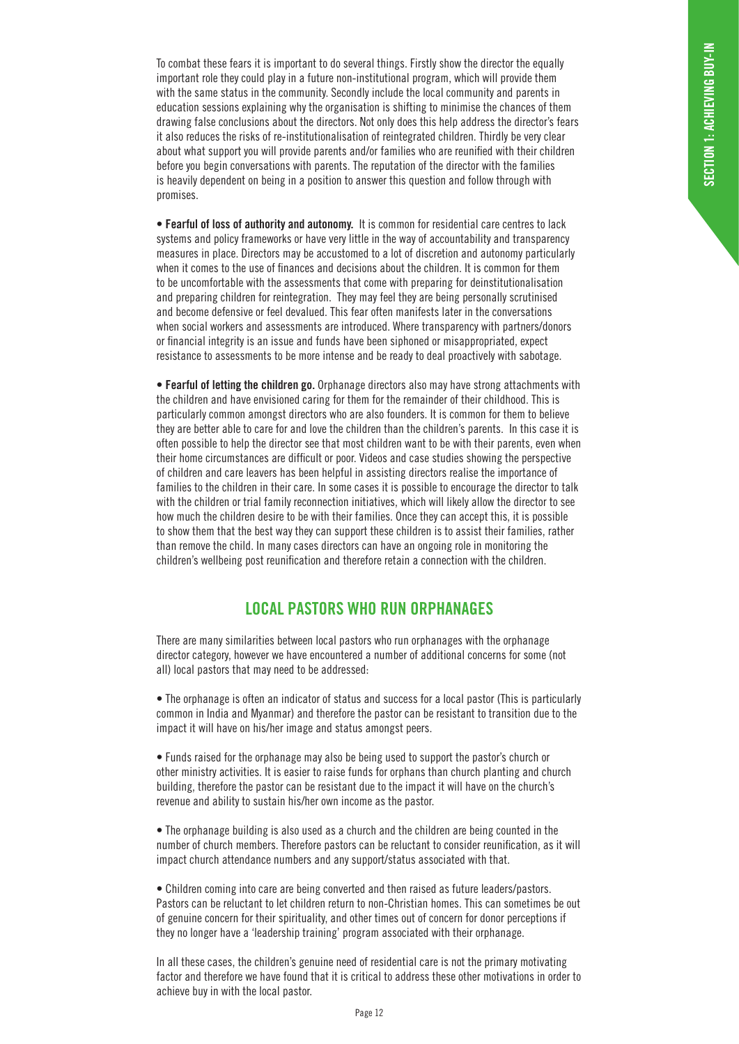To combat these fears it is important to do several things. Firstly show the director the equally important role they could play in a future non-institutional program, which will provide them with the same status in the community. Secondly include the local community and parents in education sessions explaining why the organisation is shifting to minimise the chances of them drawing false conclusions about the directors. Not only does this help address the director's fears it also reduces the risks of re-institutionalisation of reintegrated children. Thirdly be very clear about what support you will provide parents and/or families who are reunified with their children before you begin conversations with parents. The reputation of the director with the families is heavily dependent on being in a position to answer this question and follow through with promises.

- **Fearful of loss of authority and autonomy.** It is common for residential care centres to lack systems and policy frameworks or have very little in the way of accountability and transparency measures in place. Directors may be accustomed to a lot of discretion and autonomy particularly when it comes to the use of finances and decisions about the children. It is common for them to be uncomfortable with the assessments that come with preparing for deinstitutionalisation and preparing children for reintegration. They may feel they are being personally scrutinised and become defensive or feel devalued. This fear often manifests later in the conversations when social workers and assessments are introduced. Where transparency with partners/donors or financial integrity is an issue and funds have been siphoned or misappropriated, expect resistance to assessments to be more intense and be ready to deal proactively with sabotage.

- **Fearful of letting the children go.** Orphanage directors also may have strong attachments with the children and have envisioned caring for them for the remainder of their childhood. This is particularly common amongst directors who are also founders. It is common for them to believe they are better able to care for and love the children than the children's parents. In this case it is often possible to help the director see that most children want to be with their parents, even when their home circumstances are difficult or poor. Videos and case studies showing the perspective of children and care leavers has been helpful in assisting directors realise the importance of families to the children in their care. In some cases it is possible to encourage the director to talk with the children or trial family reconnection initiatives, which will likely allow the director to see how much the children desire to be with their families. Once they can accept this, it is possible to show them that the best way they can support these children is to assist their families, rather than remove the child. In many cases directors can have an ongoing role in monitoring the children's wellbeing post reunification and therefore retain a connection with the children.

## LOCAL PASTORS WHO RUN ORPHANAGES

There are many similarities between local pastors who run orphanages with the orphanage director category, however we have encountered a number of additional concerns for some (not all) local pastors that may need to be addressed:

- The orphanage is often an indicator of status and success for a local pastor (This is particularly common in India and Myanmar) and therefore the pastor can be resistant to transition due to the impact it will have on his/her image and status amongst peers.

- Funds raised for the orphanage may also be being used to support the pastor's church or other ministry activities. It is easier to raise funds for orphans than church planting and church building, therefore the pastor can be resistant due to the impact it will have on the church's revenue and ability to sustain his/her own income as the pastor.

- The orphanage building is also used as a church and the children are being counted in the number of church members. Therefore pastors can be reluctant to consider reunification, as it will impact church attendance numbers and any support/status associated with that.

- Children coming into care are being converted and then raised as future leaders/pastors. Pastors can be reluctant to let children return to non-Christian homes. This can sometimes be out of genuine concern for their spirituality, and other times out of concern for donor perceptions if they no longer have a 'leadership training' program associated with their orphanage.

In all these cases, the children's genuine need of residential care is not the primary motivating factor and therefore we have found that it is critical to address these other motivations in order to achieve buy in with the local pastor.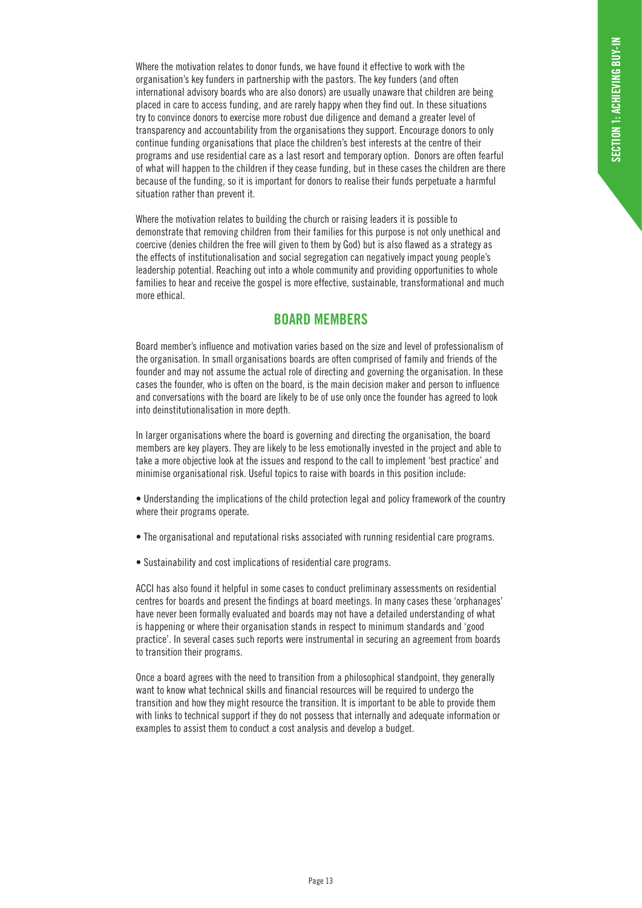Where the motivation relates to donor funds, we have found it effective to work with the organisation's key funders in partnership with the pastors. The key funders (and often international advisory boards who are also donors) are usually unaware that children are being placed in care to access funding, and are rarely happy when they find out. In these situations try to convince donors to exercise more robust due diligence and demand a greater level of transparency and accountability from the organisations they support. Encourage donors to only continue funding organisations that place the children's best interests at the centre of their programs and use residential care as a last resort and temporary option. Donors are often fearful of what will happen to the children if they cease funding, but in these cases the children are there because of the funding, so it is important for donors to realise their funds perpetuate a harmful situation rather than prevent it.

Where the motivation relates to building the church or raising leaders it is possible to demonstrate that removing children from their families for this purpose is not only unethical and coercive (denies children the free will given to them by God) but is also flawed as a strategy as the effects of institutionalisation and social segregation can negatively impact young people's leadership potential. Reaching out into a whole community and providing opportunities to whole families to hear and receive the gospel is more effective, sustainable, transformational and much more ethical.

## BOARD MEMBERS

Board member's influence and motivation varies based on the size and level of professionalism of the organisation. In small organisations boards are often comprised of family and friends of the founder and may not assume the actual role of directing and governing the organisation. In these cases the founder, who is often on the board, is the main decision maker and person to influence and conversations with the board are likely to be of use only once the founder has agreed to look into deinstitutionalisation in more depth.

In larger organisations where the board is governing and directing the organisation, the board members are key players. They are likely to be less emotionally invested in the project and able to take a more objective look at the issues and respond to the call to implement 'best practice' and minimise organisational risk. Useful topics to raise with boards in this position include:

- Understanding the implications of the child protection legal and policy framework of the country where their programs operate.
- The organisational and reputational risks associated with running residential care programs.
- Sustainability and cost implications of residential care programs.

ACCI has also found it helpful in some cases to conduct preliminary assessments on residential centres for boards and present the findings at board meetings. In many cases these 'orphanages' have never been formally evaluated and boards may not have a detailed understanding of what is happening or where their organisation stands in respect to minimum standards and 'good practice'. In several cases such reports were instrumental in securing an agreement from boards to transition their programs.

Once a board agrees with the need to transition from a philosophical standpoint, they generally want to know what technical skills and financial resources will be required to undergo the transition and how they might resource the transition. It is important to be able to provide them with links to technical support if they do not possess that internally and adequate information or examples to assist them to conduct a cost analysis and develop a budget.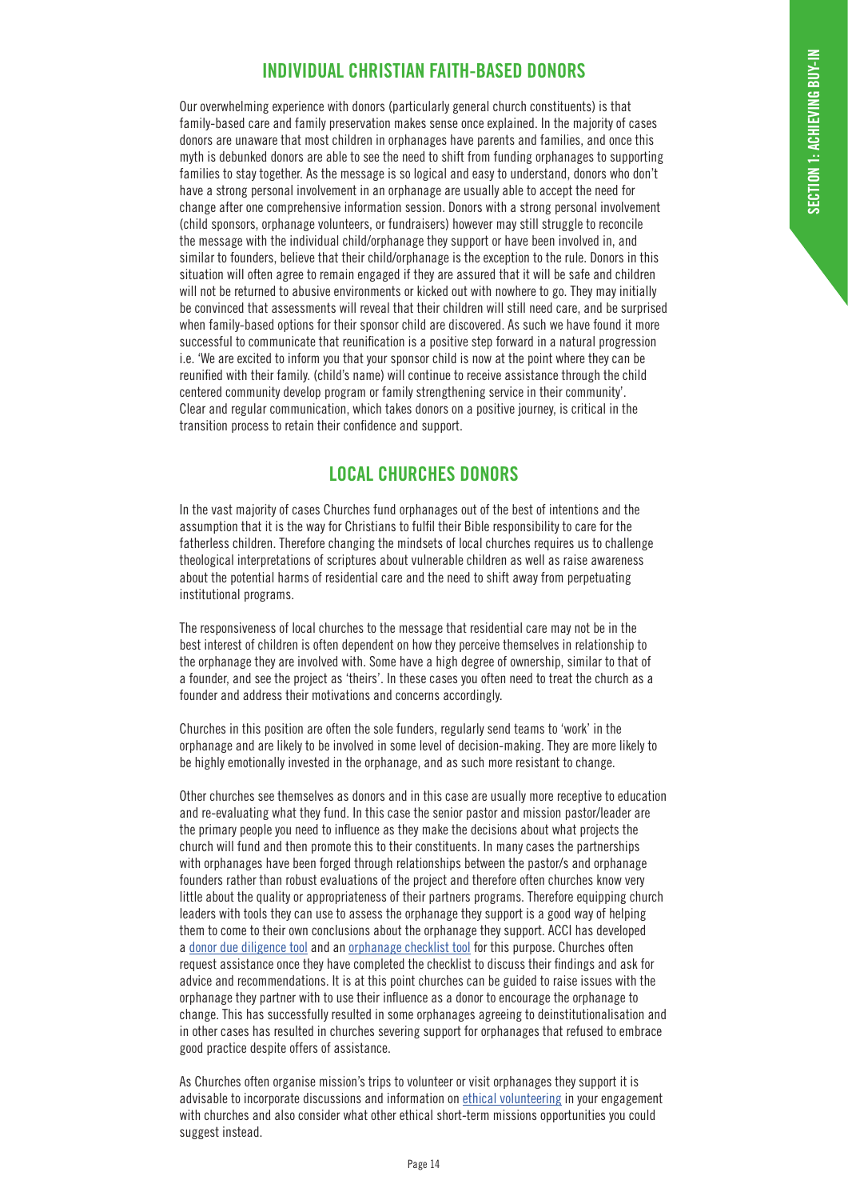## INDIVIDUAL CHRISTIAN FAITH-BASED DONORS

Our overwhelming experience with donors (particularly general church constituents) is that family-based care and family preservation makes sense once explained. In the majority of cases donors are unaware that most children in orphanages have parents and families, and once this myth is debunked donors are able to see the need to shift from funding orphanages to supporting families to stay together. As the message is so logical and easy to understand, donors who don't have a strong personal involvement in an orphanage are usually able to accept the need for change after one comprehensive information session. Donors with a strong personal involvement (child sponsors, orphanage volunteers, or fundraisers) however may still struggle to reconcile the message with the individual child/orphanage they support or have been involved in, and similar to founders, believe that their child/orphanage is the exception to the rule. Donors in this situation will often agree to remain engaged if they are assured that it will be safe and children will not be returned to abusive environments or kicked out with nowhere to go. They may initially be convinced that assessments will reveal that their children will still need care, and be surprised when family-based options for their sponsor child are discovered. As such we have found it more successful to communicate that reunification is a positive step forward in a natural progression i.e. 'We are excited to inform you that your sponsor child is now at the point where they can be reunified with their family. (child's name) will continue to receive assistance through the child centered community develop program or family strengthening service in their community'. Clear and regular communication, which takes donors on a positive journey, is critical in the transition process to retain their confidence and support.

## LOCAL CHURCHES DONORS

In the vast majority of cases Churches fund orphanages out of the best of intentions and the assumption that it is the way for Christians to fulfil their Bible responsibility to care for the fatherless children. Therefore changing the mindsets of local churches requires us to challenge theological interpretations of scriptures about vulnerable children as well as raise awareness about the potential harms of residential care and the need to shift away from perpetuating institutional programs.

The responsiveness of local churches to the message that residential care may not be in the best interest of children is often dependent on how they perceive themselves in relationship to the orphanage they are involved with. Some have a high degree of ownership, similar to that of a founder, and see the project as 'theirs'. In these cases you often need to treat the church as a founder and address their motivations and concerns accordingly.

Churches in this position are often the sole funders, regularly send teams to 'work' in the orphanage and are likely to be involved in some level of decision-making. They are more likely to be highly emotionally invested in the orphanage, and as such more resistant to change.

Other churches see themselves as donors and in this case are usually more receptive to education and re-evaluating what they fund. In this case the senior pastor and mission pastor/leader are the primary people you need to influence as they make the decisions about what projects the church will fund and then promote this to their constituents. In many cases the partnerships with orphanages have been forged through relationships between the pastor/s and orphanage founders rather than robust evaluations of the project and therefore often churches know very little about the quality or appropriateness of their partners programs. Therefore equipping church leaders with tools they can use to assess the orphanage they support is a good way of helping them to come to their own conclusions about the orphanage they support. ACCI has developed a donor due diligence tool and an orphanage checklist tool for this purpose. Churches often request assistance once they have completed the checklist to discuss their findings and ask for advice and recommendations. It is at this point churches can be guided to raise issues with the orphanage they partner with to use their influence as a donor to encourage the orphanage to change. This has successfully resulted in some orphanages agreeing to deinstitutionalisation and in other cases has resulted in churches severing support for orphanages that refused to embrace good practice despite offers of assistance.

As Churches often organise mission's trips to volunteer or visit orphanages they support it is advisable to incorporate discussions and information on ethical volunteering in your engagement with churches and also consider what other ethical short-term missions opportunities you could suggest instead.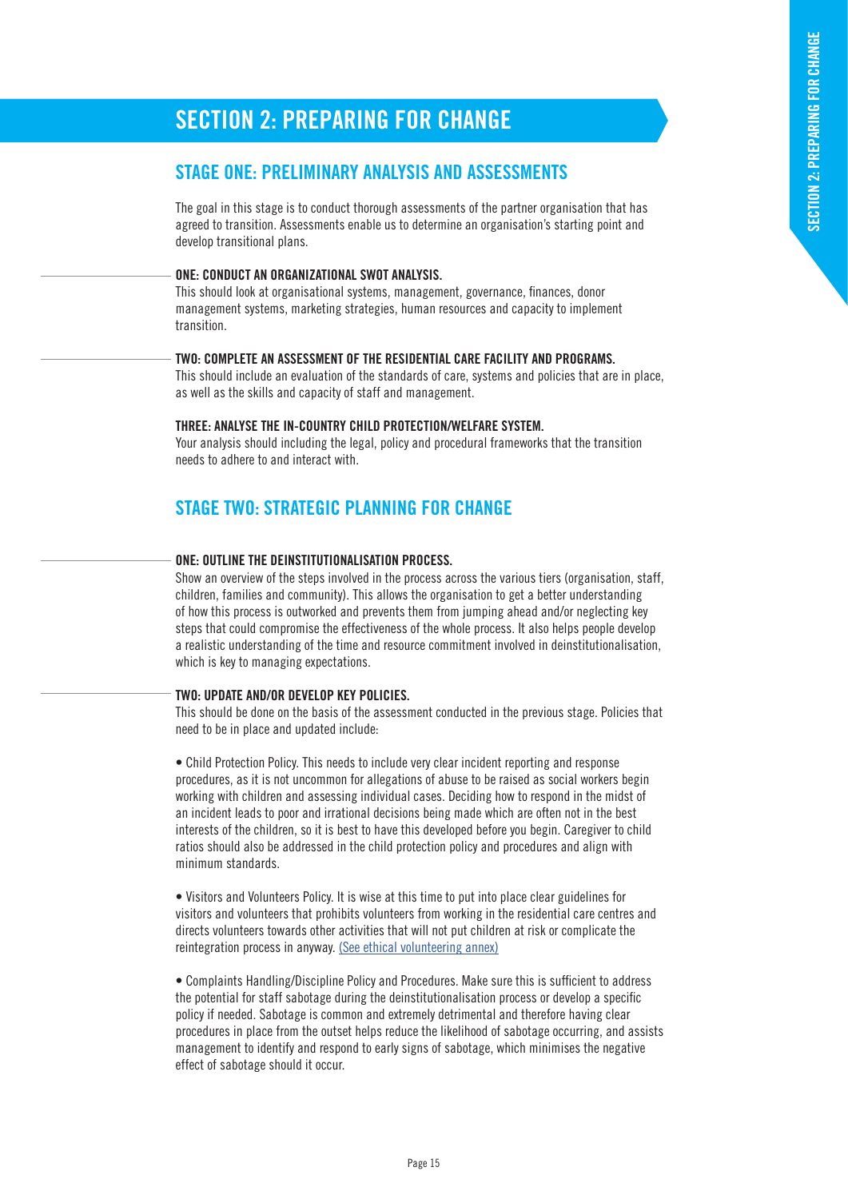# SECTION 2: PREPARING FOR CHANGE

## STAGE ONE: PRELIMINARY ANALYSIS AND ASSESSMENTS

The goal in this stage is to conduct thorough assessments of the partner organisation that has agreed to transition. Assessments enable us to determine an organisation's starting point and develop transitional plans.

**ONE: CONDUCT AN ORGANIZATIONAL SWOT ANALYSIS.**
This should look at organisational systems, management, governance, finances, donor management systems, marketing strategies, human resources and capacity to implement transition.

**TWO: COMPLETE AN ASSESSMENT OF THE RESIDENTIAL CARE FACILITY AND PROGRAMS.**
This should include an evaluation of the standards of care, systems and policies that are in place, as well as the skills and capacity of staff and management.

**THREE: ANALYSE THE IN-COUNTRY CHILD PROTECTION/WELFARE SYSTEM.**
Your analysis should including the legal, policy and procedural frameworks that the transition needs to adhere to and interact with.

## STAGE TWO: STRATEGIC PLANNING FOR CHANGE

**ONE: OUTLINE THE DEINSTITUTIONALISATION PROCESS.**
Show an overview of the steps involved in the process across the various tiers (organisation, staff, children, families and community). This allows the organisation to get a better understanding of how this process is outworked and prevents them from jumping ahead and/or neglecting key steps that could compromise the effectiveness of the whole process. It also helps people develop a realistic understanding of the time and resource commitment involved in deinstitutionalisation, which is key to managing expectations.

**TWO: UPDATE AND/OR DEVELOP KEY POLICIES.**
This should be done on the basis of the assessment conducted in the previous stage. Policies that need to be in place and updated include:

- Child Protection Policy. This needs to include very clear incident reporting and response procedures, as it is not uncommon for allegations of abuse to be raised as social workers begin working with children and assessing individual cases. Deciding how to respond in the midst of an incident leads to poor and irrational decisions being made which are often not in the best interests of the children, so it is best to have this developed before you begin. Caregiver to child ratios should also be addressed in the child protection policy and procedures and align with minimum standards.

- Visitors and Volunteers Policy. It is wise at this time to put into place clear guidelines for visitors and volunteers that prohibits volunteers from working in the residential care centres and directs volunteers towards other activities that will not put children at risk or complicate the reintegration process in anyway. [(See ethical volunteering annex)]

- Complaints Handling/Discipline Policy and Procedures. Make sure this is sufficient to address the potential for staff sabotage during the deinstitutionalisation process or develop a specific policy if needed. Sabotage is common and extremely detrimental and therefore having clear procedures in place from the outset helps reduce the likelihood of sabotage occurring, and assists management to identify and respond to early signs of sabotage, which minimises the negative effect of sabotage should it occur.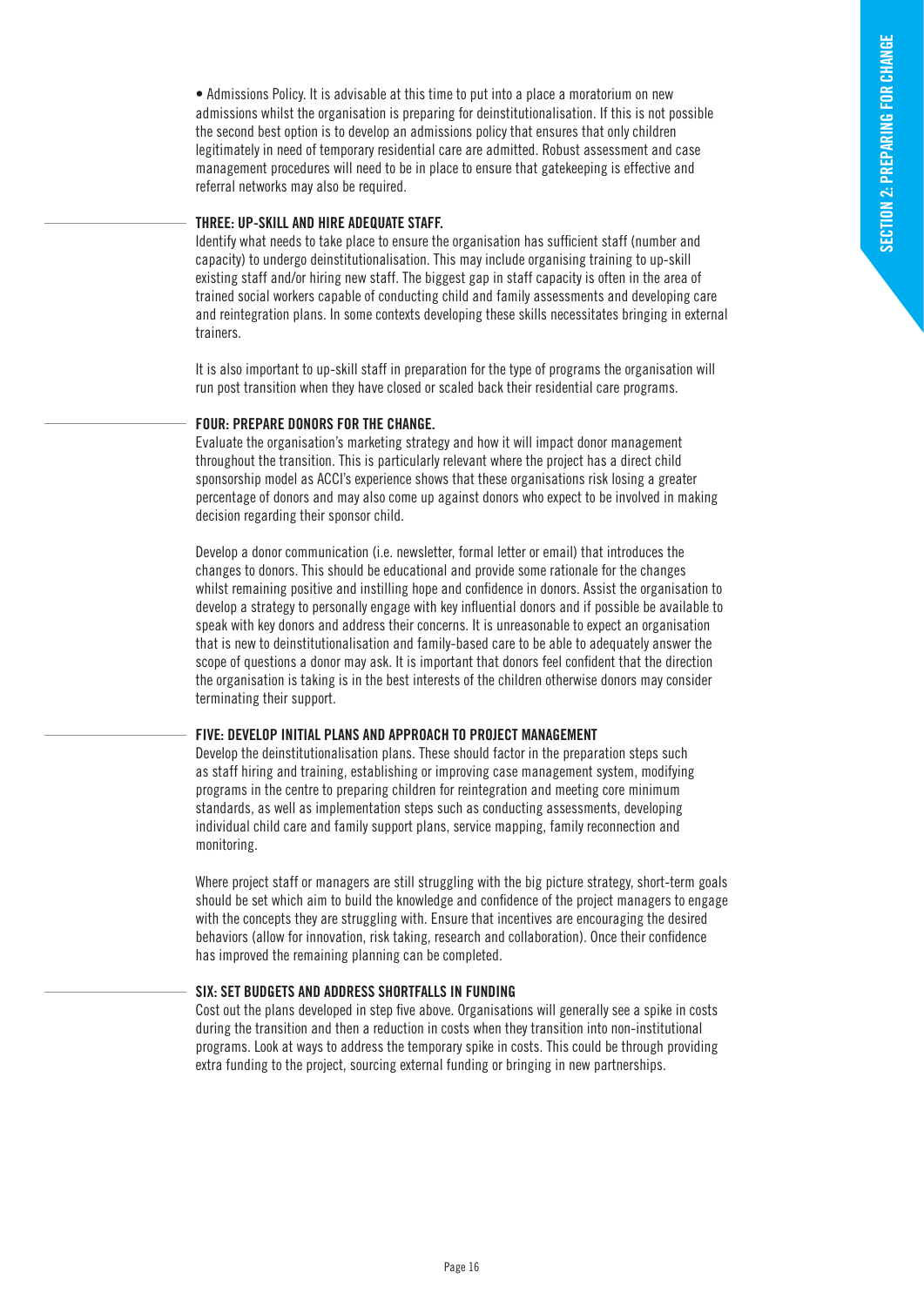- Admissions Policy. It is advisable at this time to put into a place a moratorium on new admissions whilst the organisation is preparing for deinstitutionalisation. If this is not possible the second best option is to develop an admissions policy that ensures that only children legitimately in need of temporary residential care are admitted. Robust assessment and case management procedures will need to be in place to ensure that gatekeeping is effective and referral networks may also be required.

### THREE: UP-SKILL AND HIRE ADEQUATE STAFF.

Identify what needs to take place to ensure the organisation has sufficient staff (number and capacity) to undergo deinstitutionalisation. This may include organising training to up-skill existing staff and/or hiring new staff. The biggest gap in staff capacity is often in the area of trained social workers capable of conducting child and family assessments and developing care and reintegration plans. In some contexts developing these skills necessitates bringing in external trainers.

It is also important to up-skill staff in preparation for the type of programs the organisation will run post transition when they have closed or scaled back their residential care programs.

### FOUR: PREPARE DONORS FOR THE CHANGE.

Evaluate the organisation's marketing strategy and how it will impact donor management throughout the transition. This is particularly relevant where the project has a direct child sponsorship model as ACCI's experience shows that these organisations risk losing a greater percentage of donors and may also come up against donors who expect to be involved in making decision regarding their sponsor child.

Develop a donor communication (i.e. newsletter, formal letter or email) that introduces the changes to donors. This should be educational and provide some rationale for the changes whilst remaining positive and instilling hope and confidence in donors. Assist the organisation to develop a strategy to personally engage with key influential donors and if possible be available to speak with key donors and address their concerns. It is unreasonable to expect an organisation that is new to deinstitutionalisation and family-based care to be able to adequately answer the scope of questions a donor may ask. It is important that donors feel confident that the direction the organisation is taking is in the best interests of the children otherwise donors may consider terminating their support.

### FIVE: DEVELOP INITIAL PLANS AND APPROACH TO PROJECT MANAGEMENT

Develop the deinstitutionalisation plans. These should factor in the preparation steps such as staff hiring and training, establishing or improving case management system, modifying programs in the centre to preparing children for reintegration and meeting core minimum standards, as well as implementation steps such as conducting assessments, developing individual child care and family support plans, service mapping, family reconnection and monitoring.

Where project staff or managers are still struggling with the big picture strategy, short-term goals should be set which aim to build the knowledge and confidence of the project managers to engage with the concepts they are struggling with. Ensure that incentives are encouraging the desired behaviors (allow for innovation, risk taking, research and collaboration). Once their confidence has improved the remaining planning can be completed.

### SIX: SET BUDGETS AND ADDRESS SHORTFALLS IN FUNDING

Cost out the plans developed in step five above. Organisations will generally see a spike in costs during the transition and then a reduction in costs when they transition into non-institutional programs. Look at ways to address the temporary spike in costs. This could be through providing extra funding to the project, sourcing external funding or bringing in new partnerships.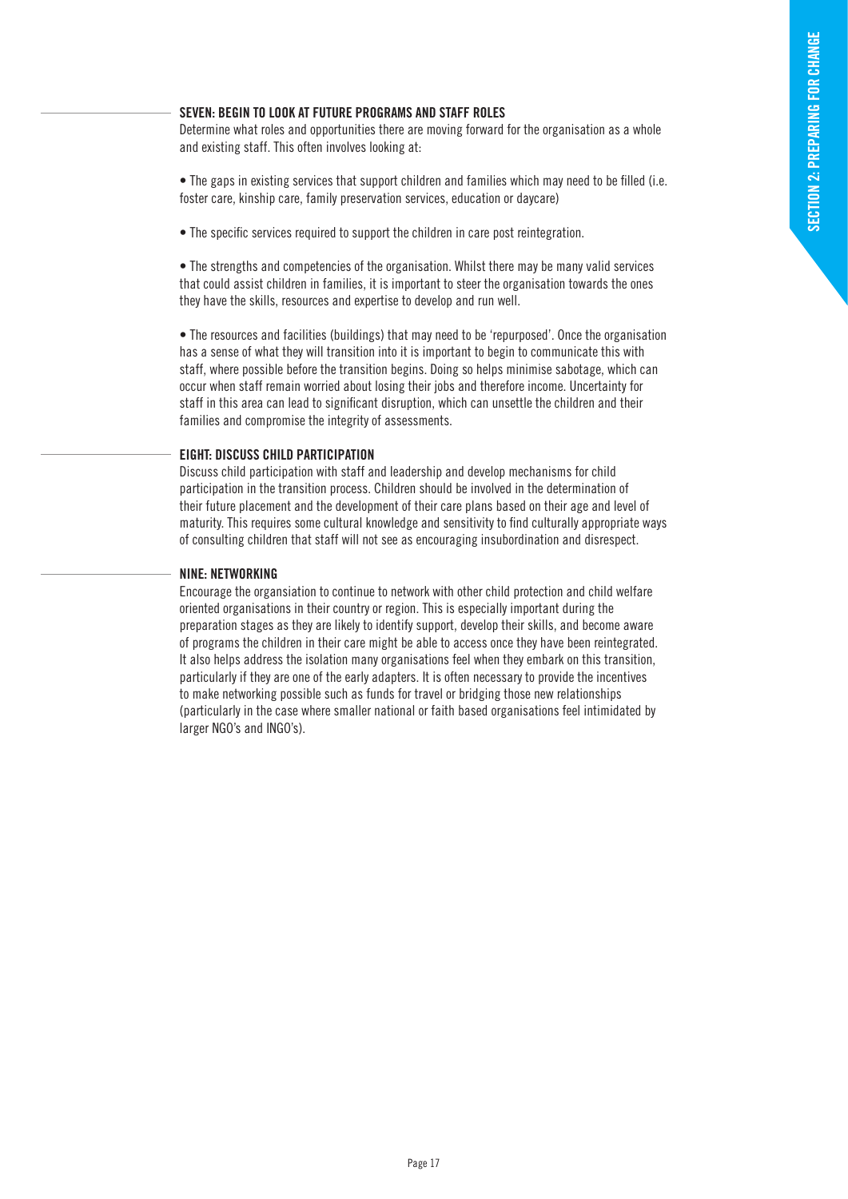### SEVEN: BEGIN TO LOOK AT FUTURE PROGRAMS AND STAFF ROLES

Determine what roles and opportunities there are moving forward for the organisation as a whole and existing staff. This often involves looking at:

- The gaps in existing services that support children and families which may need to be filled (i.e. foster care, kinship care, family preservation services, education or daycare)

- The specific services required to support the children in care post reintegration.

- The strengths and competencies of the organisation. Whilst there may be many valid services that could assist children in families, it is important to steer the organisation towards the ones they have the skills, resources and expertise to develop and run well.

- The resources and facilities (buildings) that may need to be 'repurposed'. Once the organisation has a sense of what they will transition into it is important to begin to communicate this with staff, where possible before the transition begins. Doing so helps minimise sabotage, which can occur when staff remain worried about losing their jobs and therefore income. Uncertainty for staff in this area can lead to significant disruption, which can unsettle the children and their families and compromise the integrity of assessments.

### EIGHT: DISCUSS CHILD PARTICIPATION

Discuss child participation with staff and leadership and develop mechanisms for child participation in the transition process. Children should be involved in the determination of their future placement and the development of their care plans based on their age and level of maturity. This requires some cultural knowledge and sensitivity to find culturally appropriate ways of consulting children that staff will not see as encouraging insubordination and disrespect.

### NINE: NETWORKING

Encourage the organsiation to continue to network with other child protection and child welfare oriented organisations in their country or region. This is especially important during the preparation stages as they are likely to identify support, develop their skills, and become aware of programs the children in their care might be able to access once they have been reintegrated. It also helps address the isolation many organisations feel when they embark on this transition, particularly if they are one of the early adapters. It is often necessary to provide the incentives to make networking possible such as funds for travel or bridging those new relationships (particularly in the case where smaller national or faith based organisations feel intimidated by larger NGO's and INGO's).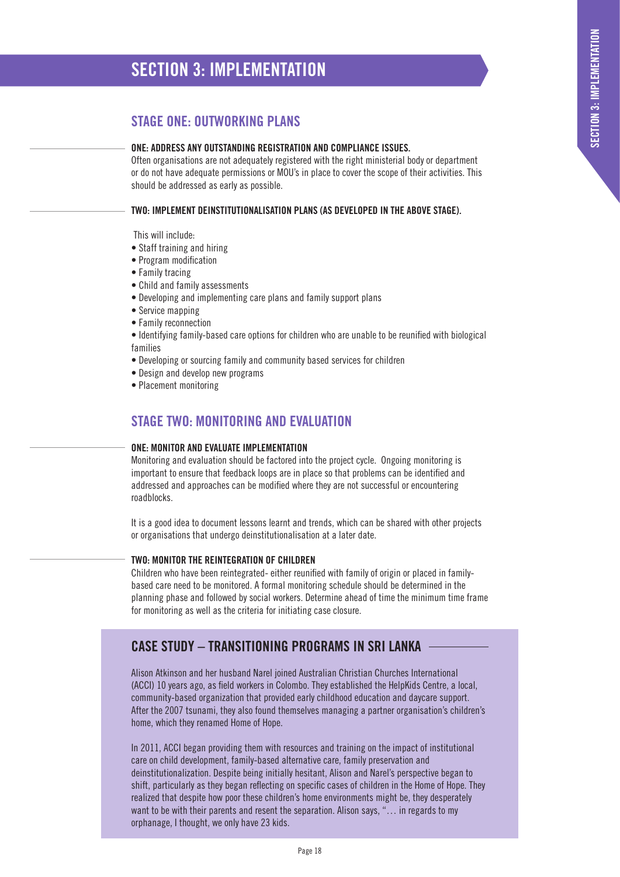# SECTION 3: IMPLEMENTATION

## STAGE ONE: OUTWORKING PLANS

**ONE: ADDRESS ANY OUTSTANDING REGISTRATION AND COMPLIANCE ISSUES.**

Often organisations are not adequately registered with the right ministerial body or department or do not have adequate permissions or MOU's in place to cover the scope of their activities. This should be addressed as early as possible.

**TWO: IMPLEMENT DEINSTITUTIONALISATION PLANS (AS DEVELOPED IN THE ABOVE STAGE).**

This will include:

- Staff training and hiring
- Program modification
- Family tracing
- Child and family assessments
- Developing and implementing care plans and family support plans
- Service mapping
- Family reconnection
- Identifying family-based care options for children who are unable to be reunified with biological families
- Developing or sourcing family and community based services for children
- Design and develop new programs
- Placement monitoring

## STAGE TWO: MONITORING AND EVALUATION

**ONE: MONITOR AND EVALUATE IMPLEMENTATION**

Monitoring and evaluation should be factored into the project cycle. Ongoing monitoring is important to ensure that feedback loops are in place so that problems can be identified and addressed and approaches can be modified where they are not successful or encountering roadblocks.

It is a good idea to document lessons learnt and trends, which can be shared with other projects or organisations that undergo deinstitutionalisation at a later date.

**TWO: MONITOR THE REINTEGRATION OF CHILDREN**

Children who have been reintegrated- either reunified with family of origin or placed in family-based care need to be monitored. A formal monitoring schedule should be determined in the planning phase and followed by social workers. Determine ahead of time the minimum time frame for monitoring as well as the criteria for initiating case closure.

## CASE STUDY – TRANSITIONING PROGRAMS IN SRI LANKA

Alison Atkinson and her husband Narel joined Australian Christian Churches International (ACCI) 10 years ago, as field workers in Colombo. They established the HelpKids Centre, a local, community-based organization that provided early childhood education and daycare support. After the 2007 tsunami, they also found themselves managing a partner organisation's children's home, which they renamed Home of Hope.

In 2011, ACCI began providing them with resources and training on the impact of institutional care on child development, family-based alternative care, family preservation and deinstitutionalization. Despite being initially hesitant, Alison and Narel's perspective began to shift, particularly as they began reflecting on specific cases of children in the Home of Hope. They realized that despite how poor these children's home environments might be, they desperately want to be with their parents and resent the separation. Alison says, "… in regards to my orphanage, I thought, we only have 23 kids.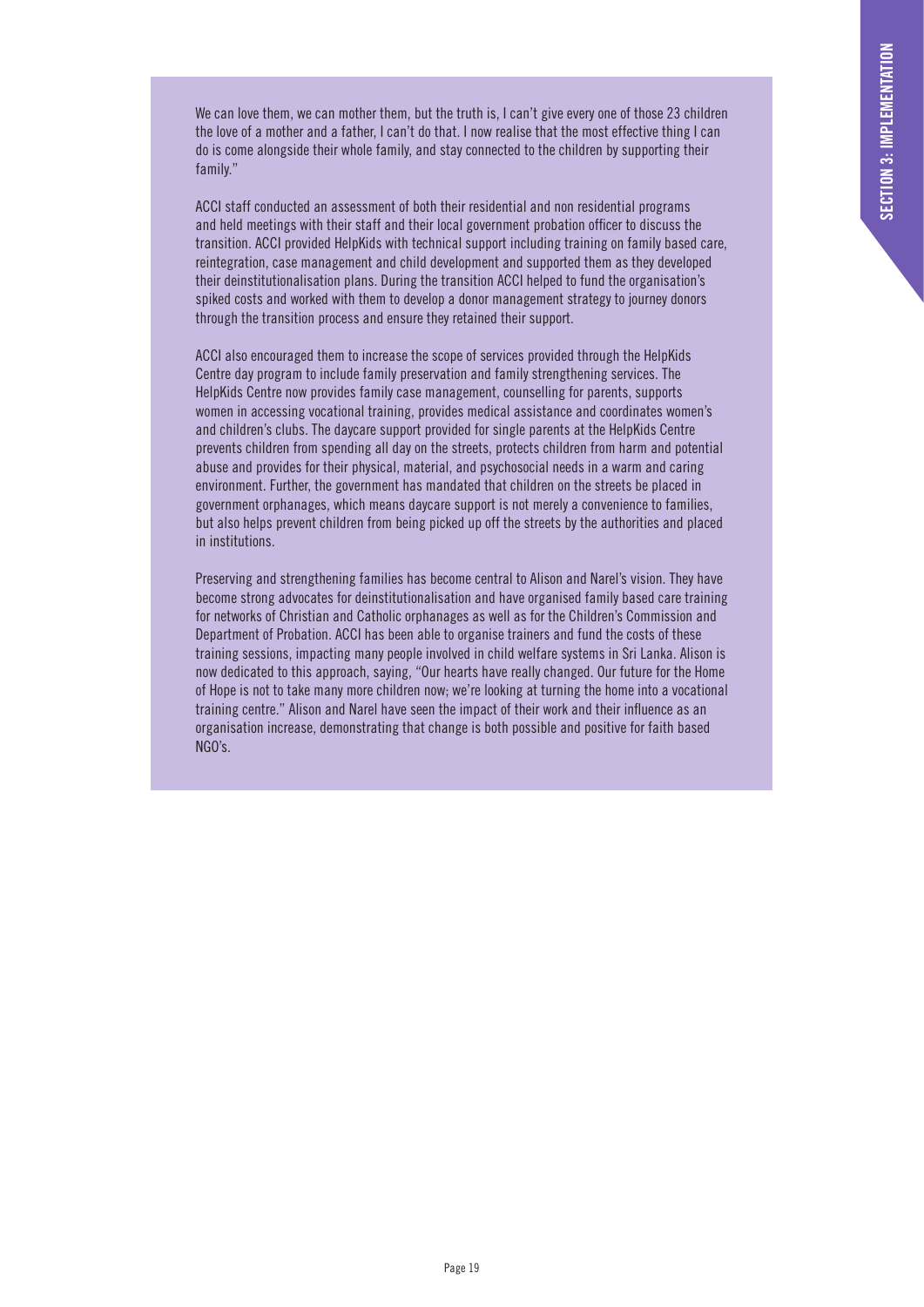We can love them, we can mother them, but the truth is, I can't give every one of those 23 children the love of a mother and a father, I can't do that. I now realise that the most effective thing I can do is come alongside their whole family, and stay connected to the children by supporting their family."

ACCI staff conducted an assessment of both their residential and non residential programs and held meetings with their staff and their local government probation officer to discuss the transition. ACCI provided HelpKids with technical support including training on family based care, reintegration, case management and child development and supported them as they developed their deinstitutionalisation plans. During the transition ACCI helped to fund the organisation's spiked costs and worked with them to develop a donor management strategy to journey donors through the transition process and ensure they retained their support.

ACCI also encouraged them to increase the scope of services provided through the HelpKids Centre day program to include family preservation and family strengthening services. The HelpKids Centre now provides family case management, counselling for parents, supports women in accessing vocational training, provides medical assistance and coordinates women's and children's clubs. The daycare support provided for single parents at the HelpKids Centre prevents children from spending all day on the streets, protects children from harm and potential abuse and provides for their physical, material, and psychosocial needs in a warm and caring environment. Further, the government has mandated that children on the streets be placed in government orphanages, which means daycare support is not merely a convenience to families, but also helps prevent children from being picked up off the streets by the authorities and placed in institutions.

Preserving and strengthening families has become central to Alison and Narel's vision. They have become strong advocates for deinstitutionalisation and have organised family based care training for networks of Christian and Catholic orphanages as well as for the Children's Commission and Department of Probation. ACCI has been able to organise trainers and fund the costs of these training sessions, impacting many people involved in child welfare systems in Sri Lanka. Alison is now dedicated to this approach, saying, "Our hearts have really changed. Our future for the Home of Hope is not to take many more children now; we're looking at turning the home into a vocational training centre." Alison and Narel have seen the impact of their work and their influence as an organisation increase, demonstrating that change is both possible and positive for faith based NGO's.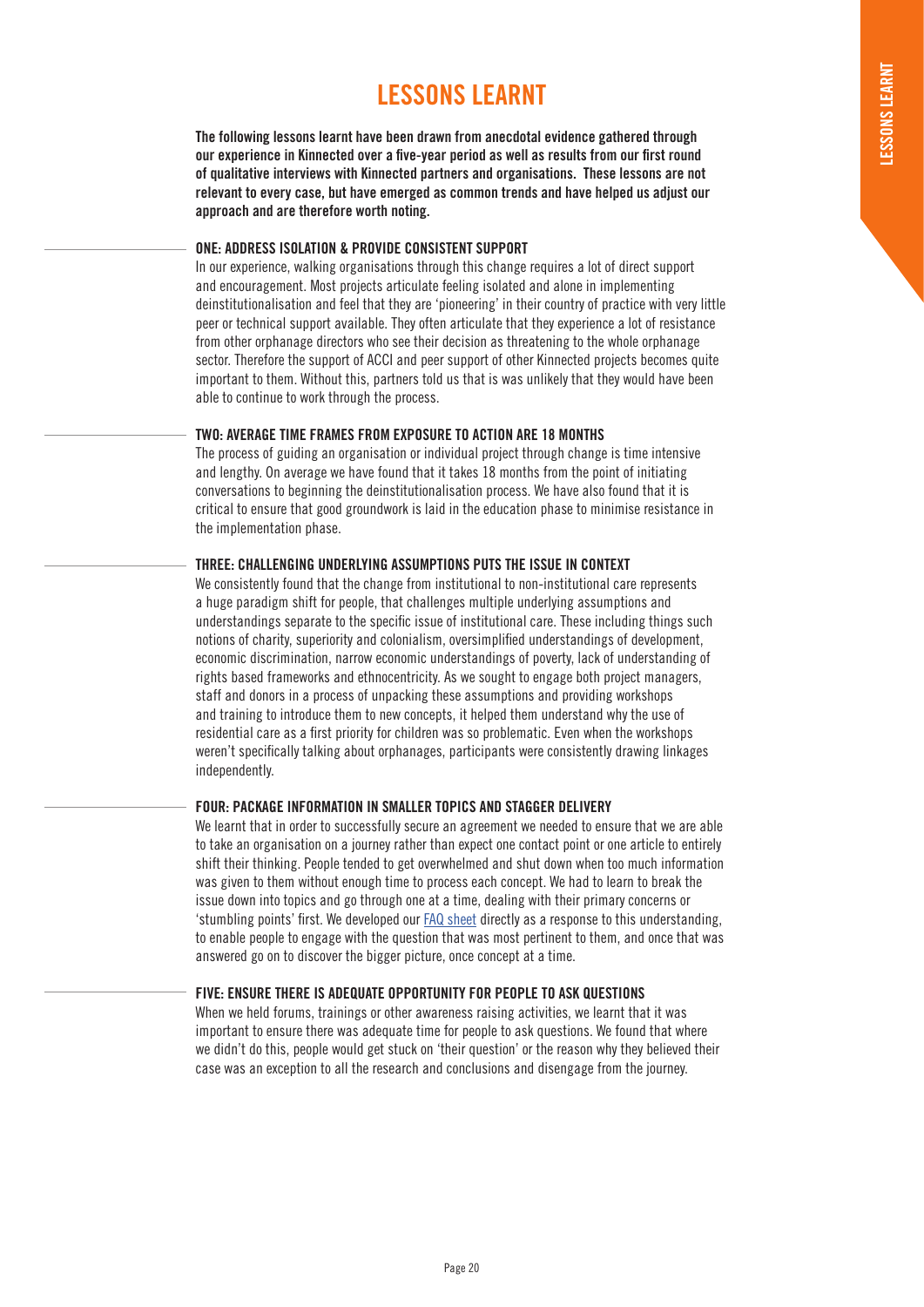# LESSONS LEARNT

**The following lessons learnt have been drawn from anecdotal evidence gathered through our experience in Kinnected over a five-year period as well as results from our first round of qualitative interviews with Kinnected partners and organisations. These lessons are not relevant to every case, but have emerged as common trends and have helped us adjust our approach and are therefore worth noting.**

### ONE: ADDRESS ISOLATION & PROVIDE CONSISTENT SUPPORT

In our experience, walking organisations through this change requires a lot of direct support and encouragement. Most projects articulate feeling isolated and alone in implementing deinstitutionalisation and feel that they are 'pioneering' in their country of practice with very little peer or technical support available. They often articulate that they experience a lot of resistance from other orphanage directors who see their decision as threatening to the whole orphanage sector. Therefore the support of ACCI and peer support of other Kinnected projects becomes quite important to them. Without this, partners told us that is was unlikely that they would have been able to continue to work through the process.

### TWO: AVERAGE TIME FRAMES FROM EXPOSURE TO ACTION ARE 18 MONTHS

The process of guiding an organisation or individual project through change is time intensive and lengthy. On average we have found that it takes 18 months from the point of initiating conversations to beginning the deinstitutionalisation process. We have also found that it is critical to ensure that good groundwork is laid in the education phase to minimise resistance in the implementation phase.

### THREE: CHALLENGING UNDERLYING ASSUMPTIONS PUTS THE ISSUE IN CONTEXT

We consistently found that the change from institutional to non-institutional care represents a huge paradigm shift for people, that challenges multiple underlying assumptions and understandings separate to the specific issue of institutional care. These including things such notions of charity, superiority and colonialism, oversimplified understandings of development, economic discrimination, narrow economic understandings of poverty, lack of understanding of rights based frameworks and ethnocentricity. As we sought to engage both project managers, staff and donors in a process of unpacking these assumptions and providing workshops and training to introduce them to new concepts, it helped them understand why the use of residential care as a first priority for children was so problematic. Even when the workshops weren't specifically talking about orphanages, participants were consistently drawing linkages independently.

### FOUR: PACKAGE INFORMATION IN SMALLER TOPICS AND STAGGER DELIVERY

We learnt that in order to successfully secure an agreement we needed to ensure that we are able to take an organisation on a journey rather than expect one contact point or one article to entirely shift their thinking. People tended to get overwhelmed and shut down when too much information was given to them without enough time to process each concept. We had to learn to break the issue down into topics and go through one at a time, dealing with their primary concerns or 'stumbling points' first. We developed our FAQ sheet directly as a response to this understanding, to enable people to engage with the question that was most pertinent to them, and once that was answered go on to discover the bigger picture, once concept at a time.

### FIVE: ENSURE THERE IS ADEQUATE OPPORTUNITY FOR PEOPLE TO ASK QUESTIONS

When we held forums, trainings or other awareness raising activities, we learnt that it was important to ensure there was adequate time for people to ask questions. We found that where we didn't do this, people would get stuck on 'their question' or the reason why they believed their case was an exception to all the research and conclusions and disengage from the journey.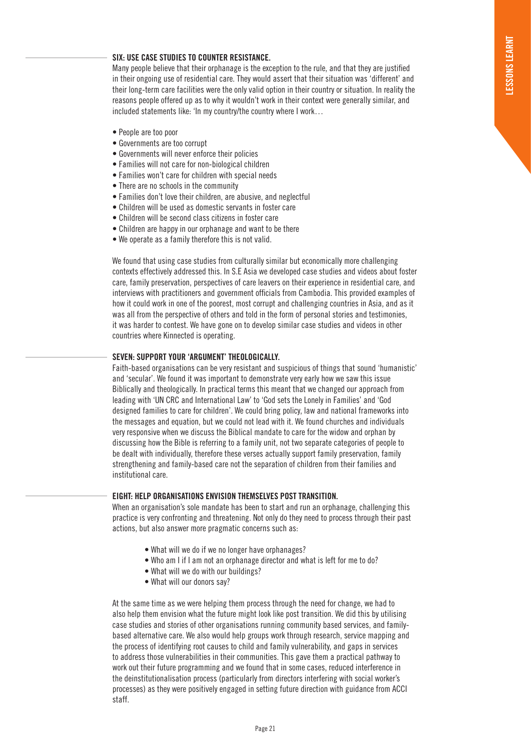### SIX: USE CASE STUDIES TO COUNTER RESISTANCE.

Many people believe that their orphanage is the exception to the rule, and that they are justified in their ongoing use of residential care. They would assert that their situation was 'different' and their long-term care facilities were the only valid option in their country or situation. In reality the reasons people offered up as to why it wouldn't work in their context were generally similar, and included statements like: 'In my country/the country where I work…

- People are too poor
- Governments are too corrupt
- Governments will never enforce their policies
- Families will not care for non-biological children
- Families won't care for children with special needs
- There are no schools in the community
- Families don't love their children, are abusive, and neglectful
- Children will be used as domestic servants in foster care
- Children will be second class citizens in foster care
- Children are happy in our orphanage and want to be there
- We operate as a family therefore this is not valid.

We found that using case studies from culturally similar but economically more challenging contexts effectively addressed this. In S.E Asia we developed case studies and videos about foster care, family preservation, perspectives of care leavers on their experience in residential care, and interviews with practitioners and government officials from Cambodia. This provided examples of how it could work in one of the poorest, most corrupt and challenging countries in Asia, and as it was all from the perspective of others and told in the form of personal stories and testimonies, it was harder to contest. We have gone on to develop similar case studies and videos in other countries where Kinnected is operating.

### SEVEN: SUPPORT YOUR 'ARGUMENT' THEOLOGICALLY.

Faith-based organisations can be very resistant and suspicious of things that sound 'humanistic' and 'secular'. We found it was important to demonstrate very early how we saw this issue Biblically and theologically. In practical terms this meant that we changed our approach from leading with 'UN CRC and International Law' to 'God sets the Lonely in Families' and 'God designed families to care for children'. We could bring policy, law and national frameworks into the messages and equation, but we could not lead with it. We found churches and individuals very responsive when we discuss the Biblical mandate to care for the widow and orphan by discussing how the Bible is referring to a family unit, not two separate categories of people to be dealt with individually, therefore these verses actually support family preservation, family strengthening and family-based care not the separation of children from their families and institutional care.

### EIGHT: HELP ORGANISATIONS ENVISION THEMSELVES POST TRANSITION.

When an organisation's sole mandate has been to start and run an orphanage, challenging this practice is very confronting and threatening. Not only do they need to process through their past actions, but also answer more pragmatic concerns such as:

- What will we do if we no longer have orphanages?
- Who am I if I am not an orphanage director and what is left for me to do?
- What will we do with our buildings?
- What will our donors say?

At the same time as we were helping them process through the need for change, we had to also help them envision what the future might look like post transition. We did this by utilising case studies and stories of other organisations running community based services, and family-based alternative care. We also would help groups work through research, service mapping and the process of identifying root causes to child and family vulnerability, and gaps in services to address those vulnerabilities in their communities. This gave them a practical pathway to work out their future programming and we found that in some cases, reduced interference in the deinstitutionalisation process (particularly from directors interfering with social worker's processes) as they were positively engaged in setting future direction with guidance from ACCI staff.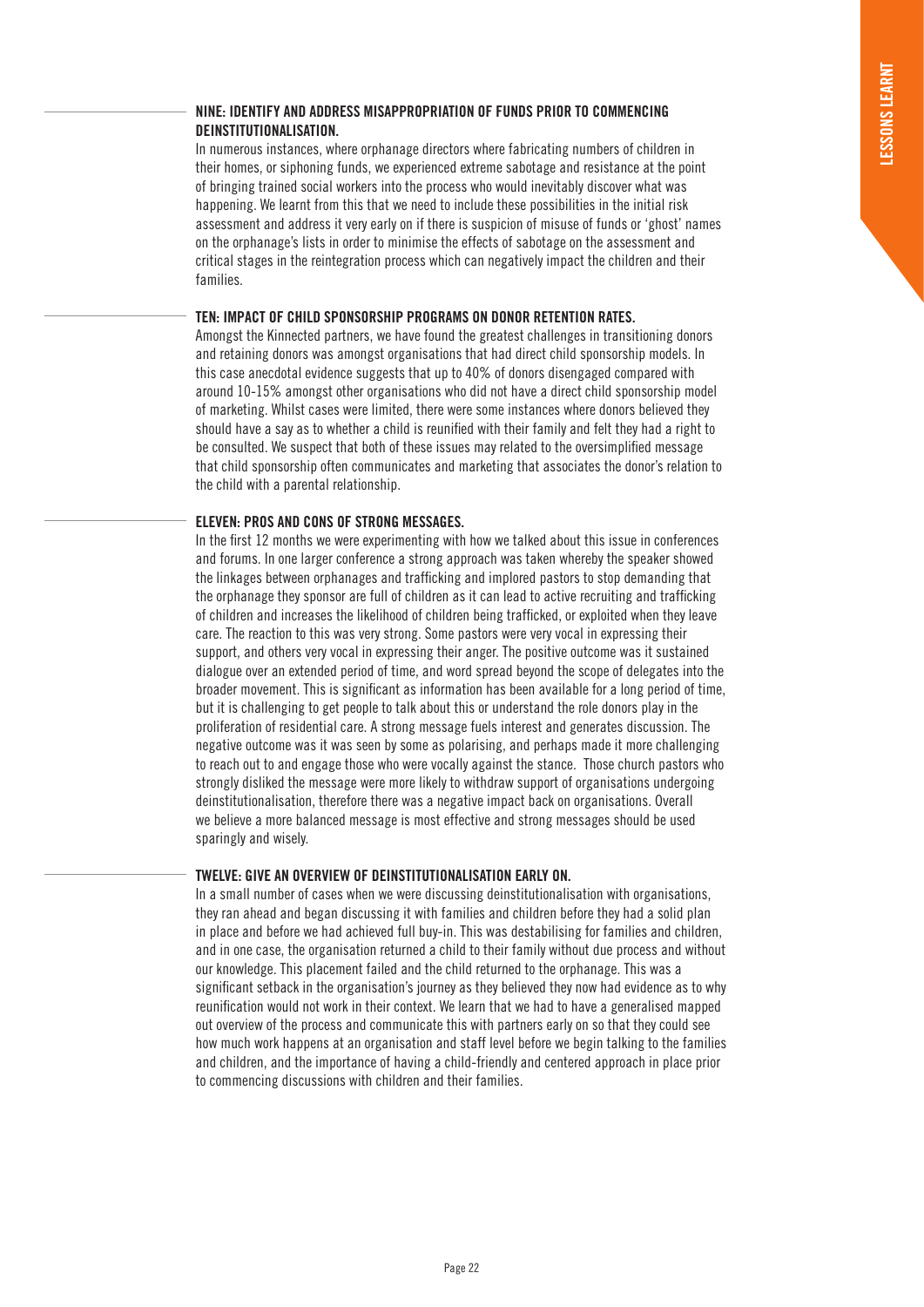### NINE: IDENTIFY AND ADDRESS MISAPPROPRIATION OF FUNDS PRIOR TO COMMENCING DEINSTITUTIONALISATION.

In numerous instances, where orphanage directors where fabricating numbers of children in their homes, or siphoning funds, we experienced extreme sabotage and resistance at the point of bringing trained social workers into the process who would inevitably discover what was happening. We learnt from this that we need to include these possibilities in the initial risk assessment and address it very early on if there is suspicion of misuse of funds or 'ghost' names on the orphanage's lists in order to minimise the effects of sabotage on the assessment and critical stages in the reintegration process which can negatively impact the children and their families.

### TEN: IMPACT OF CHILD SPONSORSHIP PROGRAMS ON DONOR RETENTION RATES.

Amongst the Kinnected partners, we have found the greatest challenges in transitioning donors and retaining donors was amongst organisations that had direct child sponsorship models. In this case anecdotal evidence suggests that up to 40% of donors disengaged compared with around 10-15% amongst other organisations who did not have a direct child sponsorship model of marketing. Whilst cases were limited, there were some instances where donors believed they should have a say as to whether a child is reunified with their family and felt they had a right to be consulted. We suspect that both of these issues may related to the oversimplified message that child sponsorship often communicates and marketing that associates the donor's relation to the child with a parental relationship.

### ELEVEN: PROS AND CONS OF STRONG MESSAGES.

In the first 12 months we were experimenting with how we talked about this issue in conferences and forums. In one larger conference a strong approach was taken whereby the speaker showed the linkages between orphanages and trafficking and implored pastors to stop demanding that the orphanage they sponsor are full of children as it can lead to active recruiting and trafficking of children and increases the likelihood of children being trafficked, or exploited when they leave care. The reaction to this was very strong. Some pastors were very vocal in expressing their support, and others very vocal in expressing their anger. The positive outcome was it sustained dialogue over an extended period of time, and word spread beyond the scope of delegates into the broader movement. This is significant as information has been available for a long period of time, but it is challenging to get people to talk about this or understand the role donors play in the proliferation of residential care. A strong message fuels interest and generates discussion. The negative outcome was it was seen by some as polarising, and perhaps made it more challenging to reach out to and engage those who were vocally against the stance. Those church pastors who strongly disliked the message were more likely to withdraw support of organisations undergoing deinstitutionalisation, therefore there was a negative impact back on organisations. Overall we believe a more balanced message is most effective and strong messages should be used sparingly and wisely.

### TWELVE: GIVE AN OVERVIEW OF DEINSTITUTIONALISATION EARLY ON.

In a small number of cases when we were discussing deinstitutionalisation with organisations, they ran ahead and began discussing it with families and children before they had a solid plan in place and before we had achieved full buy-in. This was destabilising for families and children, and in one case, the organisation returned a child to their family without due process and without our knowledge. This placement failed and the child returned to the orphanage. This was a significant setback in the organisation's journey as they believed they now had evidence as to why reunification would not work in their context. We learnt that we had to have a generalised mapped out overview of the process and communicate this with partners early on so that they could see how much work happens at an organisation and staff level before we begin talking to the families and children, and the importance of having a child-friendly and centered approach in place prior to commencing discussions with children and their families.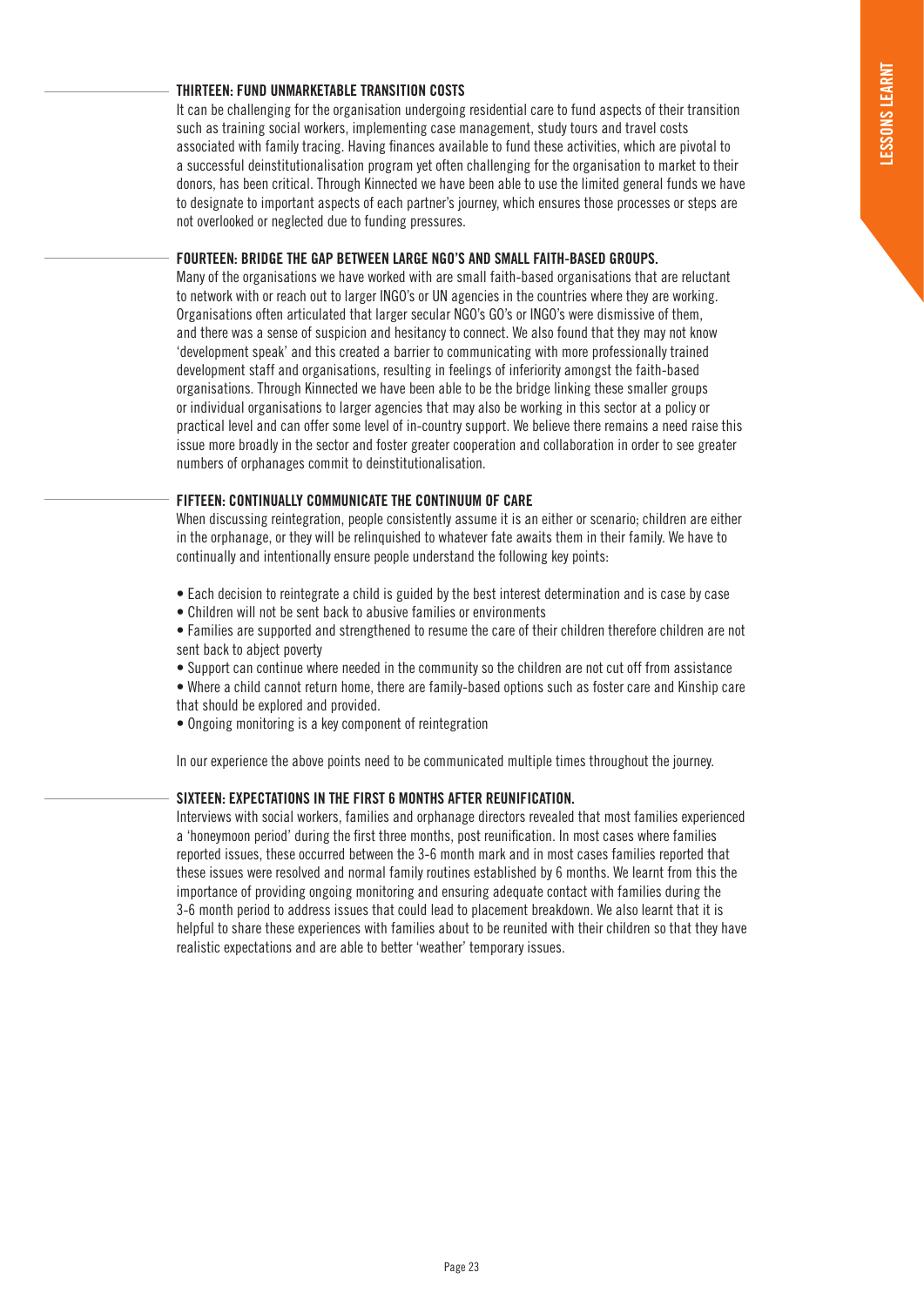## THIRTEEN: FUND UNMARKETABLE TRANSITION COSTS

It can be challenging for the organisation undergoing residential care to fund aspects of their transition such as training social workers, implementing case management, study tours and travel costs associated with family tracing. Having finances available to fund these activities, which are pivotal to a successful deinstitutionalisation program yet often challenging for the organisation to market to their donors, has been critical. Through Kinnected we have been able to use the limited general funds we have to designate to important aspects of each partner's journey, which ensures those processes or steps are not overlooked or neglected due to funding pressures.

## FOURTEEN: BRIDGE THE GAP BETWEEN LARGE NGO'S AND SMALL FAITH-BASED GROUPS.

Many of the organisations we have worked with are small faith-based organisations that are reluctant to network with or reach out to larger INGO's or UN agencies in the countries where they are working. Organisations often articulated that larger secular NGO's GO's or INGO's were dismissive of them, and there was a sense of suspicion and hesitancy to connect. We also found that they may not know 'development speak' and this created a barrier to communicating with more professionally trained development staff and organisations, resulting in feelings of inferiority amongst the faith-based organisations. Through Kinnected we have been able to be the bridge linking these smaller groups or individual organisations to larger agencies that may also be working in this sector at a policy or practical level and can offer some level of in-country support. We believe there remains a need raise this issue more broadly in the sector and foster greater cooperation and collaboration in order to see greater numbers of orphanages commit to deinstitutionalisation.

## FIFTEEN: CONTINUALLY COMMUNICATE THE CONTINUUM OF CARE

When discussing reintegration, people consistently assume it is an either or scenario; children are either in the orphanage, or they will be relinquished to whatever fate awaits them in their family. We have to continually and intentionally ensure people understand the following key points:

- Each decision to reintegrate a child is guided by the best interest determination and is case by case
- Children will not be sent back to abusive families or environments
- Families are supported and strengthened to resume the care of their children therefore children are not sent back to abject poverty
- Support can continue where needed in the community so the children are not cut off from assistance
- Where a child cannot return home, there are family-based options such as foster care and Kinship care that should be explored and provided.
- Ongoing monitoring is a key component of reintegration

In our experience the above points need to be communicated multiple times throughout the journey.

## SIXTEEN: EXPECTATIONS IN THE FIRST 6 MONTHS AFTER REUNIFICATION.

Interviews with social workers, families and orphanage directors revealed that most families experienced a 'honeymoon period' during the first three months, post reunification. In most cases where families reported issues, these occurred between the 3-6 month mark and in most cases families reported that these issues were resolved and normal family routines established by 6 months. We learnt from this the importance of providing ongoing monitoring and ensuring adequate contact with families during the 3-6 month period to address issues that could lead to placement breakdown. We also learnt that it is helpful to share these experiences with families about to be reunited with their children so that they have realistic expectations and are able to better 'weather' temporary issues.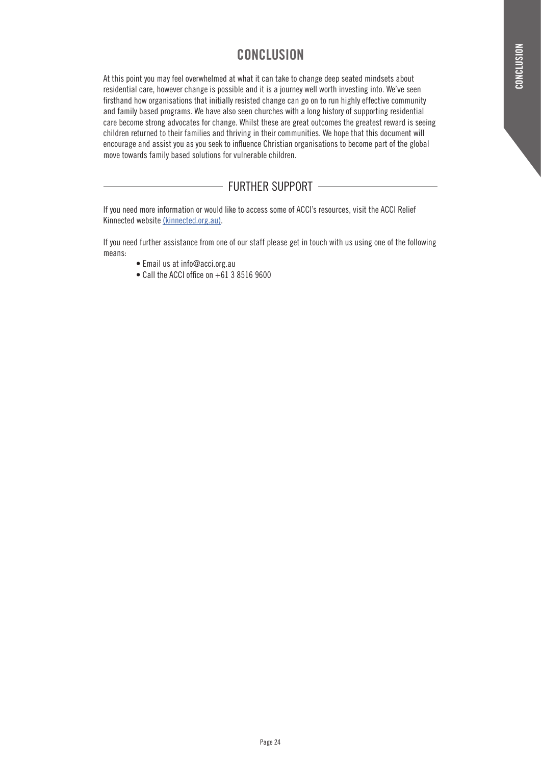# CONCLUSION

At this point you may feel overwhelmed at what it can take to change deep seated mindsets about residential care, however change is possible and it is a journey well worth investing into. We've seen firsthand how organisations that initially resisted change can go on to run highly effective community and family based programs. We have also seen churches with a long history of supporting residential care become strong advocates for change. Whilst these are great outcomes the greatest reward is seeing children returned to their families and thriving in their communities. We hope that this document will encourage and assist you as you seek to influence Christian organisations to become part of the global move towards family based solutions for vulnerable children.

## FURTHER SUPPORT

If you need more information or would like to access some of ACCI's resources, visit the ACCI Relief Kinnected website (kinnected.org.au).

If you need further assistance from one of our staff please get in touch with us using one of the following means:

- Email us at info@acci.org.au
- Call the ACCI office on +61 3 8516 9600